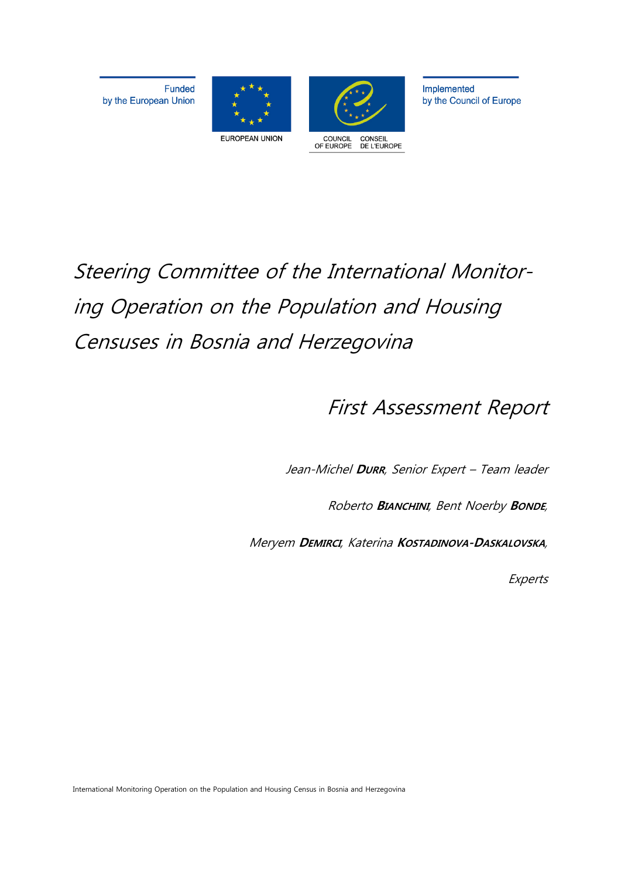Funded by the European Union

EUROPEAN UNION

COUNCIL OF EUROPE CONSEIL DE L'EUROPE

Implemented by the Council of Europe

# *Steering Committee of the International Monitoring Operation on the Population and Housing Censuses in Bosnia and Herzegovina*

## *First Assessment Report*

*Jean-Michel **DURR**, Senior Expert – Team leader*

*Roberto **BIANCHINI**, Bent Noerby **BONDE**,*

*Meryem **DEMIRCI**, Katerina **KOSTADINOVA-DASKALOVSKA**,*

*Experts*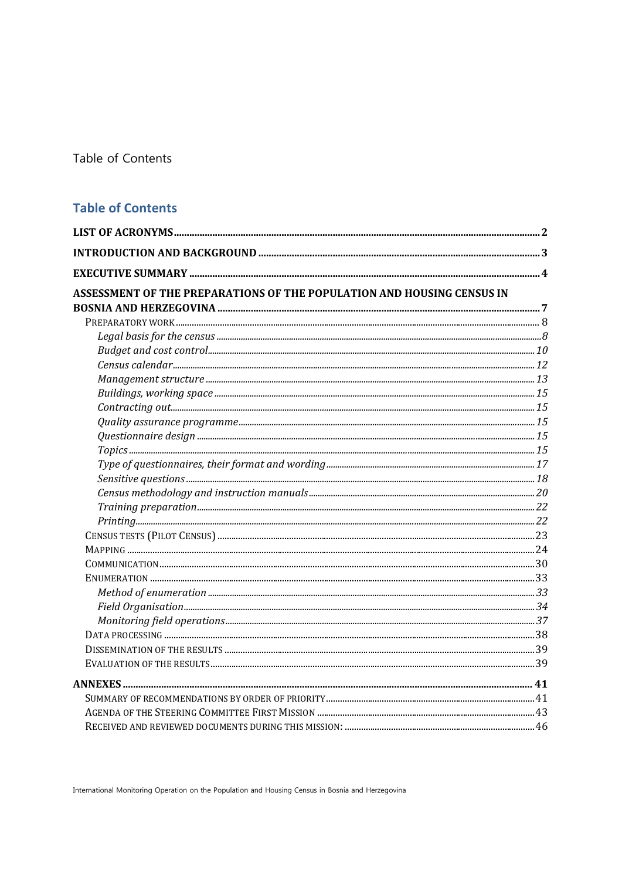Table of Contents

## Table of Contents

**LIST OF ACRONYMS** .......... 2

**INTRODUCTION AND BACKGROUND** .......... 3

**EXECUTIVE SUMMARY** .......... 4

**ASSESSMENT OF THE PREPARATIONS OF THE POPULATION AND HOUSING CENSUS IN BOSNIA AND HERZEGOVINA** .......... 7

- PREPARATORY WORK .......... 8
  - *Legal basis for the census* .......... *8*
  - *Budget and cost control* .......... *10*
  - *Census calendar* .......... *12*
  - *Management structure* .......... *13*
  - *Buildings, working space* .......... *15*
  - *Contracting out* .......... *15*
  - *Quality assurance programme* .......... *15*
  - *Questionnaire design* .......... *15*
  - *Topics* .......... *15*
  - *Type of questionnaires, their format and wording* .......... *17*
  - *Sensitive questions* .......... *18*
  - *Census methodology and instruction manuals* .......... *20*
  - *Training preparation* .......... *22*
  - *Printing* .......... *22*
- CENSUS TESTS (PILOT CENSUS) .......... 23
- MAPPING .......... 24
- COMMUNICATION .......... 30
- ENUMERATION .......... 33
  - *Method of enumeration* .......... *33*
  - *Field Organisation* .......... *34*
  - *Monitoring field operations* .......... *37*
- DATA PROCESSING .......... 38
- DISSEMINATION OF THE RESULTS .......... 39
- EVALUATION OF THE RESULTS .......... 39

**ANNEXES** .......... 41

- SUMMARY OF RECOMMENDATIONS BY ORDER OF PRIORITY .......... 41
- AGENDA OF THE STEERING COMMITTEE FIRST MISSION .......... 43
- RECEIVED AND REVIEWED DOCUMENTS DURING THIS MISSION: .......... 46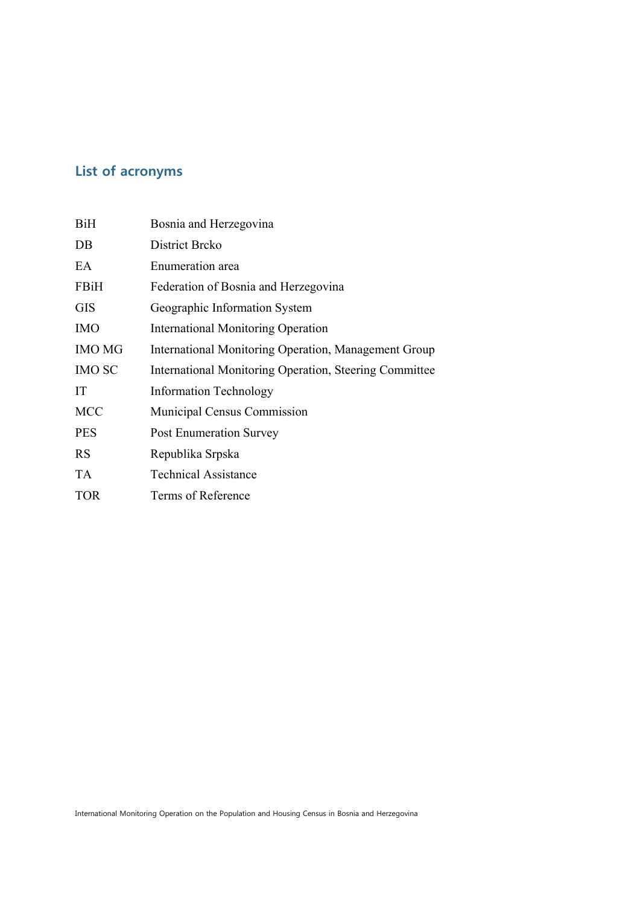## List of acronyms

| | |
|---|---|
| BiH | Bosnia and Herzegovina |
| DB | District Brcko |
| EA | Enumeration area |
| FBiH | Federation of Bosnia and Herzegovina |
| GIS | Geographic Information System |
| IMO | International Monitoring Operation |
| IMO MG | International Monitoring Operation, Management Group |
| IMO SC | International Monitoring Operation, Steering Committee |
| IT | Information Technology |
| MCC | Municipal Census Commission |
| PES | Post Enumeration Survey |
| RS | Republika Srpska |
| TA | Technical Assistance |
| TOR | Terms of Reference |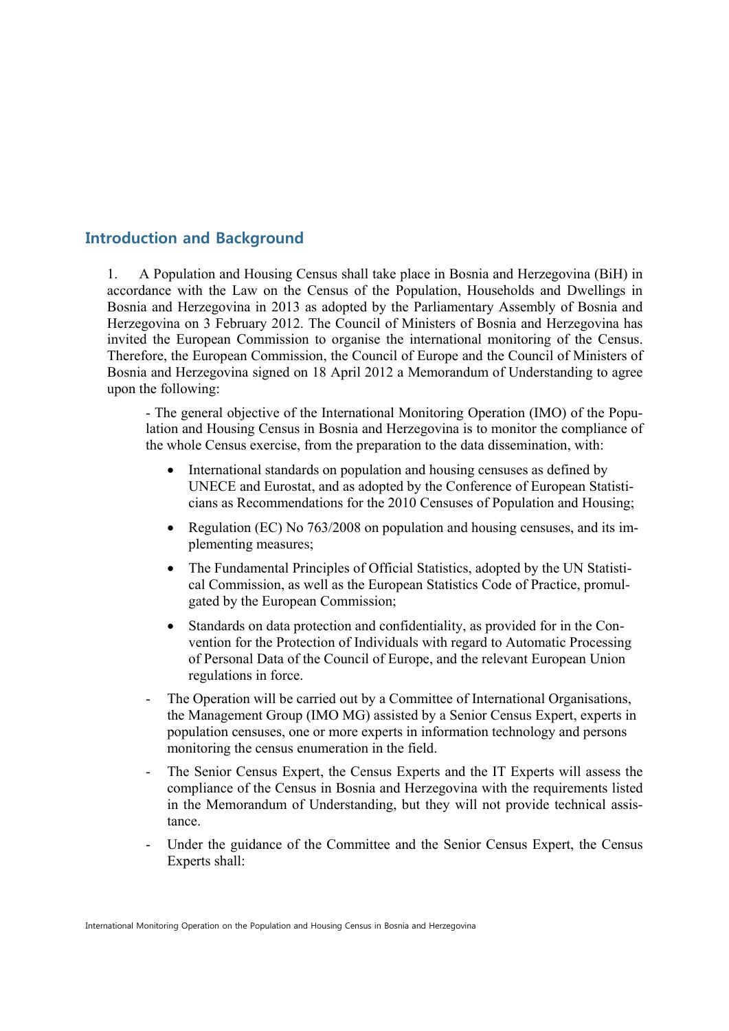## Introduction and Background

1. A Population and Housing Census shall take place in Bosnia and Herzegovina (BiH) in accordance with the Law on the Census of the Population, Households and Dwellings in Bosnia and Herzegovina in 2013 as adopted by the Parliamentary Assembly of Bosnia and Herzegovina on 3 February 2012. The Council of Ministers of Bosnia and Herzegovina has invited the European Commission to organise the international monitoring of the Census. Therefore, the European Commission, the Council of Europe and the Council of Ministers of Bosnia and Herzegovina signed on 18 April 2012 a Memorandum of Understanding to agree upon the following:

- The general objective of the International Monitoring Operation (IMO) of the Population and Housing Census in Bosnia and Herzegovina is to monitor the compliance of the whole Census exercise, from the preparation to the data dissemination, with:

    - International standards on population and housing censuses as defined by UNECE and Eurostat, and as adopted by the Conference of European Statisticians as Recommendations for the 2010 Censuses of Population and Housing;
    - Regulation (EC) No 763/2008 on population and housing censuses, and its implementing measures;
    - The Fundamental Principles of Official Statistics, adopted by the UN Statistical Commission, as well as the European Statistics Code of Practice, promulgated by the European Commission;
    - Standards on data protection and confidentiality, as provided for in the Convention for the Protection of Individuals with regard to Automatic Processing of Personal Data of the Council of Europe, and the relevant European Union regulations in force.

- The Operation will be carried out by a Committee of International Organisations, the Management Group (IMO MG) assisted by a Senior Census Expert, experts in population censuses, one or more experts in information technology and persons monitoring the census enumeration in the field.
- The Senior Census Expert, the Census Experts and the IT Experts will assess the compliance of the Census in Bosnia and Herzegovina with the requirements listed in the Memorandum of Understanding, but they will not provide technical assistance.
- Under the guidance of the Committee and the Senior Census Expert, the Census Experts shall: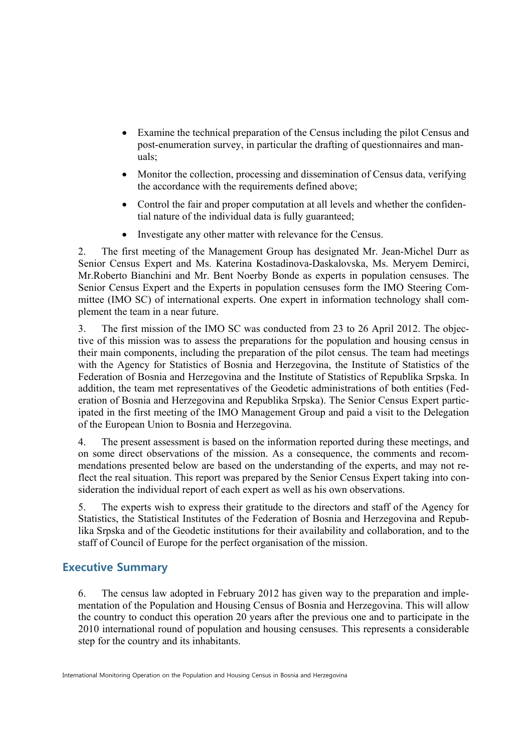- Examine the technical preparation of the Census including the pilot Census and post-enumeration survey, in particular the drafting of questionnaires and manuals;
- Monitor the collection, processing and dissemination of Census data, verifying the accordance with the requirements defined above;
- Control the fair and proper computation at all levels and whether the confidential nature of the individual data is fully guaranteed;
- Investigate any other matter with relevance for the Census.

2. The first meeting of the Management Group has designated Mr. Jean-Michel Durr as Senior Census Expert and Ms. Katerina Kostadinova-Daskalovska, Ms. Meryem Demirci, Mr.Roberto Bianchini and Mr. Bent Noerby Bonde as experts in population censuses. The Senior Census Expert and the Experts in population censuses form the IMO Steering Committee (IMO SC) of international experts. One expert in information technology shall complement the team in a near future.

3. The first mission of the IMO SC was conducted from 23 to 26 April 2012. The objective of this mission was to assess the preparations for the population and housing census in their main components, including the preparation of the pilot census. The team had meetings with the Agency for Statistics of Bosnia and Herzegovina, the Institute of Statistics of the Federation of Bosnia and Herzegovina and the Institute of Statistics of Republika Srpska. In addition, the team met representatives of the Geodetic administrations of both entities (Federation of Bosnia and Herzegovina and Republika Srpska). The Senior Census Expert participated in the first meeting of the IMO Management Group and paid a visit to the Delegation of the European Union to Bosnia and Herzegovina.

4. The present assessment is based on the information reported during these meetings, and on some direct observations of the mission. As a consequence, the comments and recommendations presented below are based on the understanding of the experts, and may not reflect the real situation. This report was prepared by the Senior Census Expert taking into consideration the individual report of each expert as well as his own observations.

5. The experts wish to express their gratitude to the directors and staff of the Agency for Statistics, the Statistical Institutes of the Federation of Bosnia and Herzegovina and Republika Srpska and of the Geodetic institutions for their availability and collaboration, and to the staff of Council of Europe for the perfect organisation of the mission.

## Executive Summary

6. The census law adopted in February 2012 has given way to the preparation and implementation of the Population and Housing Census of Bosnia and Herzegovina. This will allow the country to conduct this operation 20 years after the previous one and to participate in the 2010 international round of population and housing censuses. This represents a considerable step for the country and its inhabitants.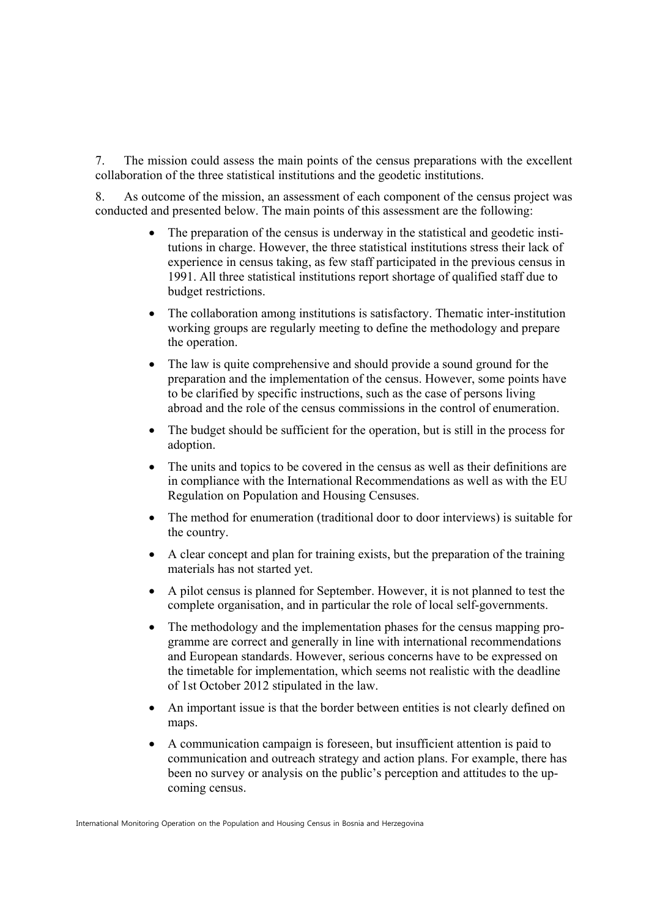7. The mission could assess the main points of the census preparations with the excellent collaboration of the three statistical institutions and the geodetic institutions.

8. As outcome of the mission, an assessment of each component of the census project was conducted and presented below. The main points of this assessment are the following:

- The preparation of the census is underway in the statistical and geodetic institutions in charge. However, the three statistical institutions stress their lack of experience in census taking, as few staff participated in the previous census in 1991. All three statistical institutions report shortage of qualified staff due to budget restrictions.
- The collaboration among institutions is satisfactory. Thematic inter-institution working groups are regularly meeting to define the methodology and prepare the operation.
- The law is quite comprehensive and should provide a sound ground for the preparation and the implementation of the census. However, some points have to be clarified by specific instructions, such as the case of persons living abroad and the role of the census commissions in the control of enumeration.
- The budget should be sufficient for the operation, but is still in the process for adoption.
- The units and topics to be covered in the census as well as their definitions are in compliance with the International Recommendations as well as with the EU Regulation on Population and Housing Censuses.
- The method for enumeration (traditional door to door interviews) is suitable for the country.
- A clear concept and plan for training exists, but the preparation of the training materials has not started yet.
- A pilot census is planned for September. However, it is not planned to test the complete organisation, and in particular the role of local self-governments.
- The methodology and the implementation phases for the census mapping programme are correct and generally in line with international recommendations and European standards. However, serious concerns have to be expressed on the timetable for implementation, which seems not realistic with the deadline of 1st October 2012 stipulated in the law.
- An important issue is that the border between entities is not clearly defined on maps.
- A communication campaign is foreseen, but insufficient attention is paid to communication and outreach strategy and action plans. For example, there has been no survey or analysis on the public's perception and attitudes to the upcoming census.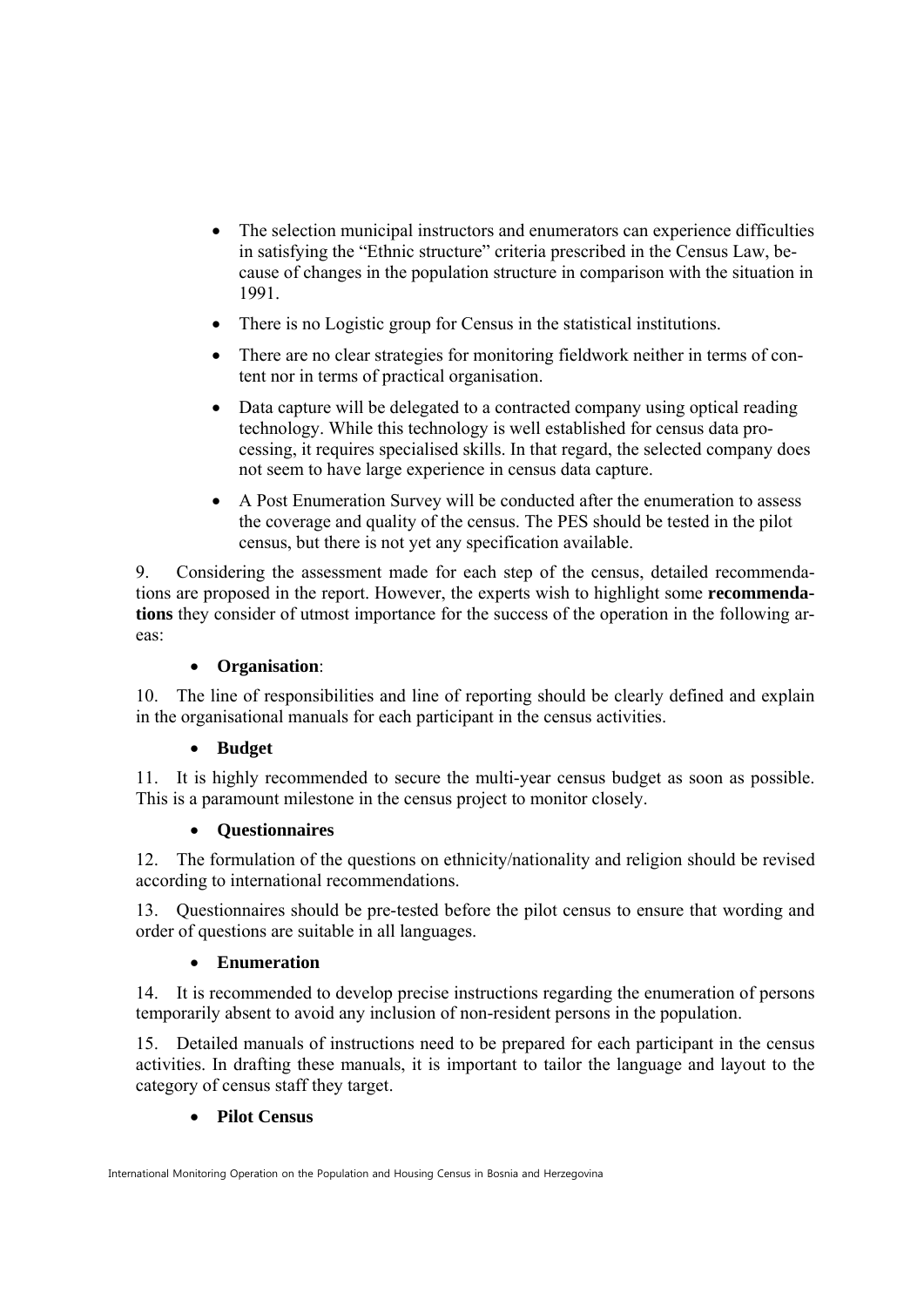- The selection municipal instructors and enumerators can experience difficulties in satisfying the "Ethnic structure" criteria prescribed in the Census Law, because of changes in the population structure in comparison with the situation in 1991.
- There is no Logistic group for Census in the statistical institutions.
- There are no clear strategies for monitoring fieldwork neither in terms of content nor in terms of practical organisation.
- Data capture will be delegated to a contracted company using optical reading technology. While this technology is well established for census data processing, it requires specialised skills. In that regard, the selected company does not seem to have large experience in census data capture.
- A Post Enumeration Survey will be conducted after the enumeration to assess the coverage and quality of the census. The PES should be tested in the pilot census, but there is not yet any specification available.

9. Considering the assessment made for each step of the census, detailed recommendations are proposed in the report. However, the experts wish to highlight some **recommendations** they consider of utmost importance for the success of the operation in the following areas:

- **Organisation**:

10. The line of responsibilities and line of reporting should be clearly defined and explain in the organisational manuals for each participant in the census activities.

- **Budget**

11. It is highly recommended to secure the multi-year census budget as soon as possible. This is a paramount milestone in the census project to monitor closely.

- **Questionnaires**

12. The formulation of the questions on ethnicity/nationality and religion should be revised according to international recommendations.

13. Questionnaires should be pre-tested before the pilot census to ensure that wording and order of questions are suitable in all languages.

- **Enumeration**

14. It is recommended to develop precise instructions regarding the enumeration of persons temporarily absent to avoid any inclusion of non-resident persons in the population.

15. Detailed manuals of instructions need to be prepared for each participant in the census activities. In drafting these manuals, it is important to tailor the language and layout to the category of census staff they target.

- **Pilot Census**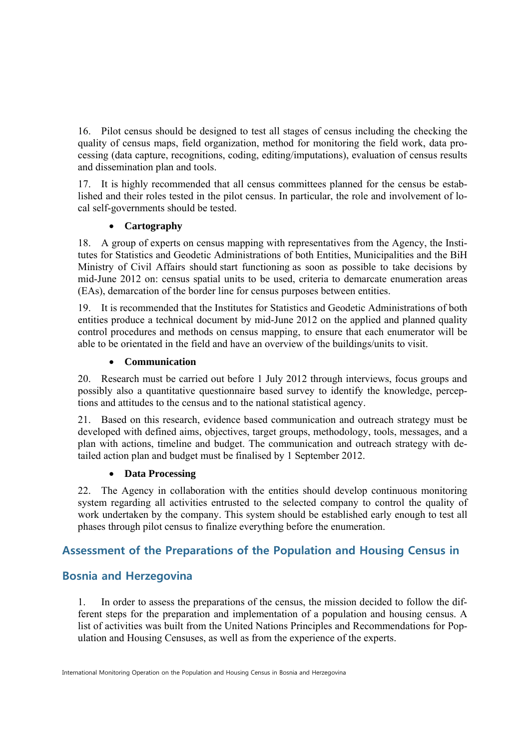16. Pilot census should be designed to test all stages of census including the checking the quality of census maps, field organization, method for monitoring the field work, data processing (data capture, recognitions, coding, editing/imputations), evaluation of census results and dissemination plan and tools.

17. It is highly recommended that all census committees planned for the census be established and their roles tested in the pilot census. In particular, the role and involvement of local self-governments should be tested.

- **Cartography**

18. A group of experts on census mapping with representatives from the Agency, the Institutes for Statistics and Geodetic Administrations of both Entities, Municipalities and the BiH Ministry of Civil Affairs should start functioning as soon as possible to take decisions by mid-June 2012 on: census spatial units to be used, criteria to demarcate enumeration areas (EAs), demarcation of the border line for census purposes between entities.

19. It is recommended that the Institutes for Statistics and Geodetic Administrations of both entities produce a technical document by mid-June 2012 on the applied and planned quality control procedures and methods on census mapping, to ensure that each enumerator will be able to be orientated in the field and have an overview of the buildings/units to visit.

- **Communication**

20. Research must be carried out before 1 July 2012 through interviews, focus groups and possibly also a quantitative questionnaire based survey to identify the knowledge, perceptions and attitudes to the census and to the national statistical agency.

21. Based on this research, evidence based communication and outreach strategy must be developed with defined aims, objectives, target groups, methodology, tools, messages, and a plan with actions, timeline and budget. The communication and outreach strategy with detailed action plan and budget must be finalised by 1 September 2012.

- **Data Processing**

22. The Agency in collaboration with the entities should develop continuous monitoring system regarding all activities entrusted to the selected company to control the quality of work undertaken by the company. This system should be established early enough to test all phases through pilot census to finalize everything before the enumeration.

## Assessment of the Preparations of the Population and Housing Census in Bosnia and Herzegovina

1. In order to assess the preparations of the census, the mission decided to follow the different steps for the preparation and implementation of a population and housing census. A list of activities was built from the United Nations Principles and Recommendations for Population and Housing Censuses, as well as from the experience of the experts.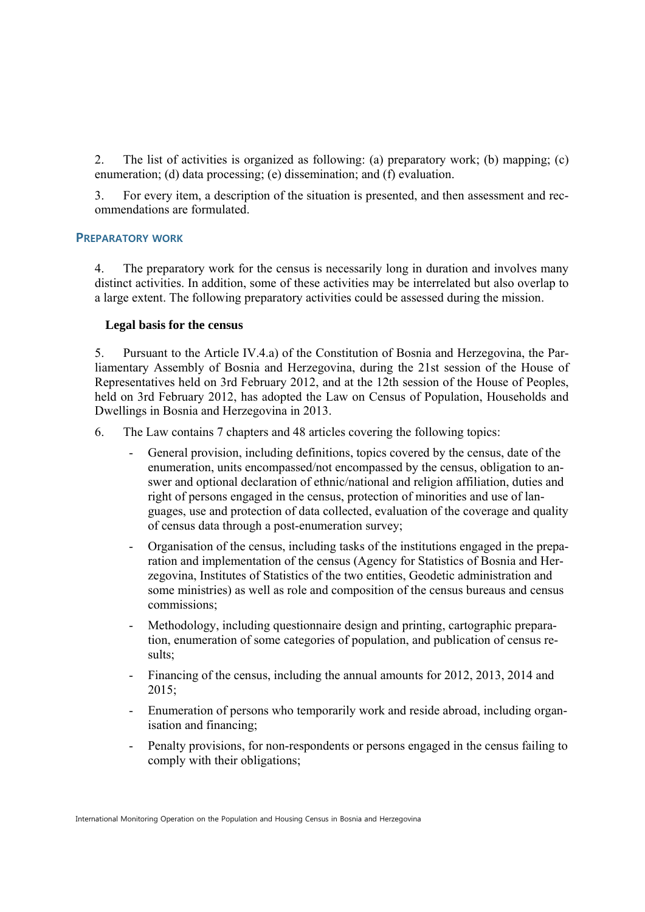2. The list of activities is organized as following: (a) preparatory work; (b) mapping; (c) enumeration; (d) data processing; (e) dissemination; and (f) evaluation.

3. For every item, a description of the situation is presented, and then assessment and recommendations are formulated.

## PREPARATORY WORK

4. The preparatory work for the census is necessarily long in duration and involves many distinct activities. In addition, some of these activities may be interrelated but also overlap to a large extent. The following preparatory activities could be assessed during the mission.

### Legal basis for the census

5. Pursuant to the Article IV.4.a) of the Constitution of Bosnia and Herzegovina, the Parliamentary Assembly of Bosnia and Herzegovina, during the 21st session of the House of Representatives held on 3rd February 2012, and at the 12th session of the House of Peoples, held on 3rd February 2012, has adopted the Law on Census of Population, Households and Dwellings in Bosnia and Herzegovina in 2013.

6. The Law contains 7 chapters and 48 articles covering the following topics:

- General provision, including definitions, topics covered by the census, date of the enumeration, units encompassed/not encompassed by the census, obligation to answer and optional declaration of ethnic/national and religion affiliation, duties and right of persons engaged in the census, protection of minorities and use of languages, use and protection of data collected, evaluation of the coverage and quality of census data through a post-enumeration survey;
- Organisation of the census, including tasks of the institutions engaged in the preparation and implementation of the census (Agency for Statistics of Bosnia and Herzegovina, Institutes of Statistics of the two entities, Geodetic administration and some ministries) as well as role and composition of the census bureaus and census commissions;
- Methodology, including questionnaire design and printing, cartographic preparation, enumeration of some categories of population, and publication of census results;
- Financing of the census, including the annual amounts for 2012, 2013, 2014 and 2015;
- Enumeration of persons who temporarily work and reside abroad, including organisation and financing;
- Penalty provisions, for non-respondents or persons engaged in the census failing to comply with their obligations;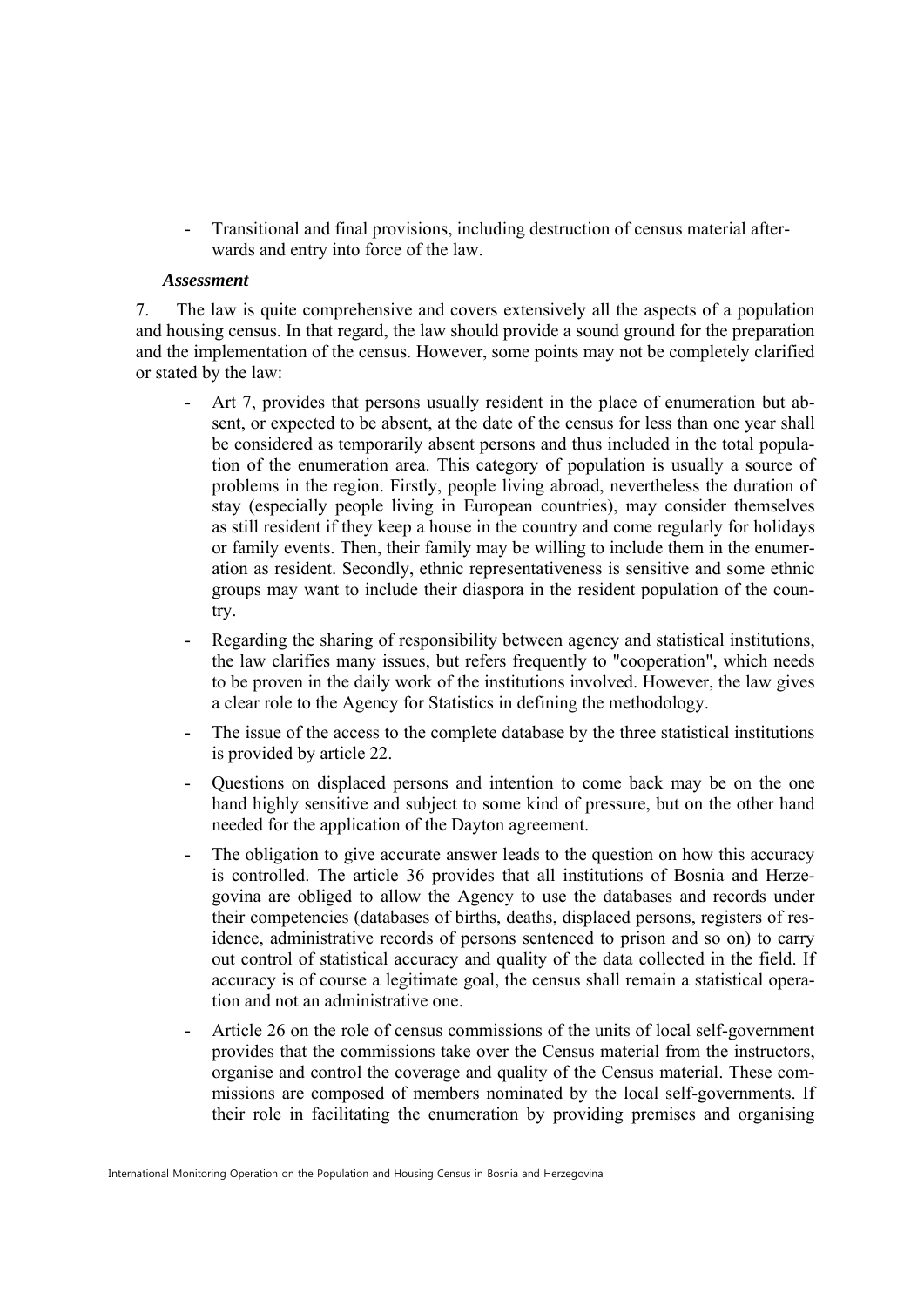- Transitional and final provisions, including destruction of census material afterwards and entry into force of the law.

### *Assessment*

7. The law is quite comprehensive and covers extensively all the aspects of a population and housing census. In that regard, the law should provide a sound ground for the preparation and the implementation of the census. However, some points may not be completely clarified or stated by the law:

- Art 7, provides that persons usually resident in the place of enumeration but absent, or expected to be absent, at the date of the census for less than one year shall be considered as temporarily absent persons and thus included in the total population of the enumeration area. This category of population is usually a source of problems in the region. Firstly, people living abroad, nevertheless the duration of stay (especially people living in European countries), may consider themselves as still resident if they keep a house in the country and come regularly for holidays or family events. Then, their family may be willing to include them in the enumeration as resident. Secondly, ethnic representativeness is sensitive and some ethnic groups may want to include their diaspora in the resident population of the country.
- Regarding the sharing of responsibility between agency and statistical institutions, the law clarifies many issues, but refers frequently to "cooperation", which needs to be proven in the daily work of the institutions involved. However, the law gives a clear role to the Agency for Statistics in defining the methodology.
- The issue of the access to the complete database by the three statistical institutions is provided by article 22.
- Questions on displaced persons and intention to come back may be on the one hand highly sensitive and subject to some kind of pressure, but on the other hand needed for the application of the Dayton agreement.
- The obligation to give accurate answer leads to the question on how this accuracy is controlled. The article 36 provides that all institutions of Bosnia and Herzegovina are obliged to allow the Agency to use the databases and records under their competencies (databases of births, deaths, displaced persons, registers of residence, administrative records of persons sentenced to prison and so on) to carry out control of statistical accuracy and quality of the data collected in the field. If accuracy is of course a legitimate goal, the census shall remain a statistical operation and not an administrative one.
- Article 26 on the role of census commissions of the units of local self-government provides that the commissions take over the Census material from the instructors, organise and control the coverage and quality of the Census material. These commissions are composed of members nominated by the local self-governments. If their role in facilitating the enumeration by providing premises and organising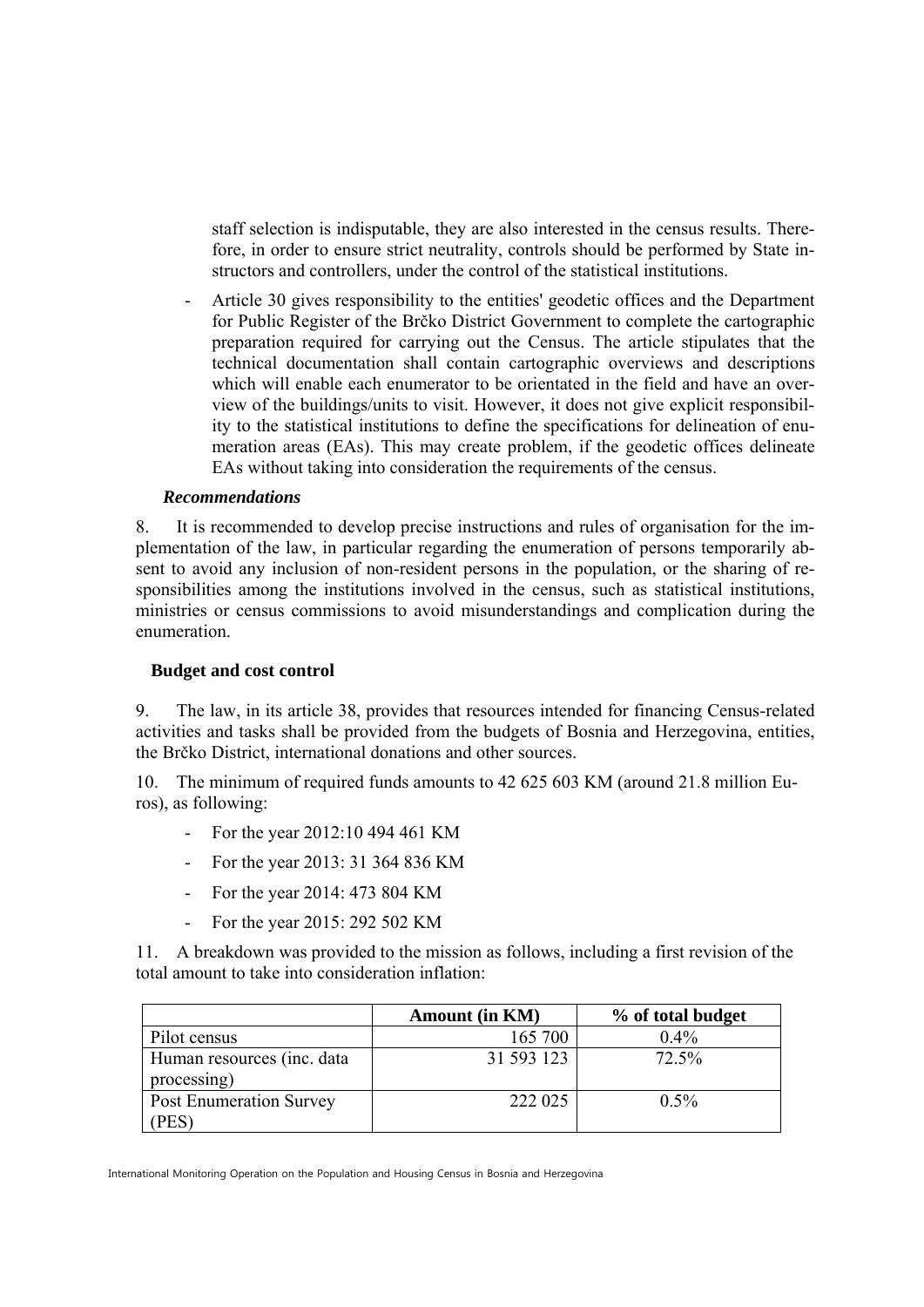staff selection is indisputable, they are also interested in the census results. Therefore, in order to ensure strict neutrality, controls should be performed by State instructors and controllers, under the control of the statistical institutions.

- Article 30 gives responsibility to the entities' geodetic offices and the Department for Public Register of the Brčko District Government to complete the cartographic preparation required for carrying out the Census. The article stipulates that the technical documentation shall contain cartographic overviews and descriptions which will enable each enumerator to be orientated in the field and have an overview of the buildings/units to visit. However, it does not give explicit responsibility to the statistical institutions to define the specifications for delineation of enumeration areas (EAs). This may create problem, if the geodetic offices delineate EAs without taking into consideration the requirements of the census.

***Recommendations***

8. It is recommended to develop precise instructions and rules of organisation for the implementation of the law, in particular regarding the enumeration of persons temporarily absent to avoid any inclusion of non-resident persons in the population, or the sharing of responsibilities among the institutions involved in the census, such as statistical institutions, ministries or census commissions to avoid misunderstandings and complication during the enumeration.

**Budget and cost control**

9. The law, in its article 38, provides that resources intended for financing Census-related activities and tasks shall be provided from the budgets of Bosnia and Herzegovina, entities, the Brčko District, international donations and other sources.

10. The minimum of required funds amounts to 42 625 603 KM (around 21.8 million Euros), as following:

- For the year 2012:10 494 461 KM
- For the year 2013: 31 364 836 KM
- For the year 2014: 473 804 KM
- For the year 2015: 292 502 KM

11. A breakdown was provided to the mission as follows, including a first revision of the total amount to take into consideration inflation:

| | Amount (in KM) | % of total budget |
|---|---|---|
| Pilot census | 165 700 | 0.4% |
| Human resources (inc. data processing) | 31 593 123 | 72.5% |
| Post Enumeration Survey (PES) | 222 025 | 0.5% |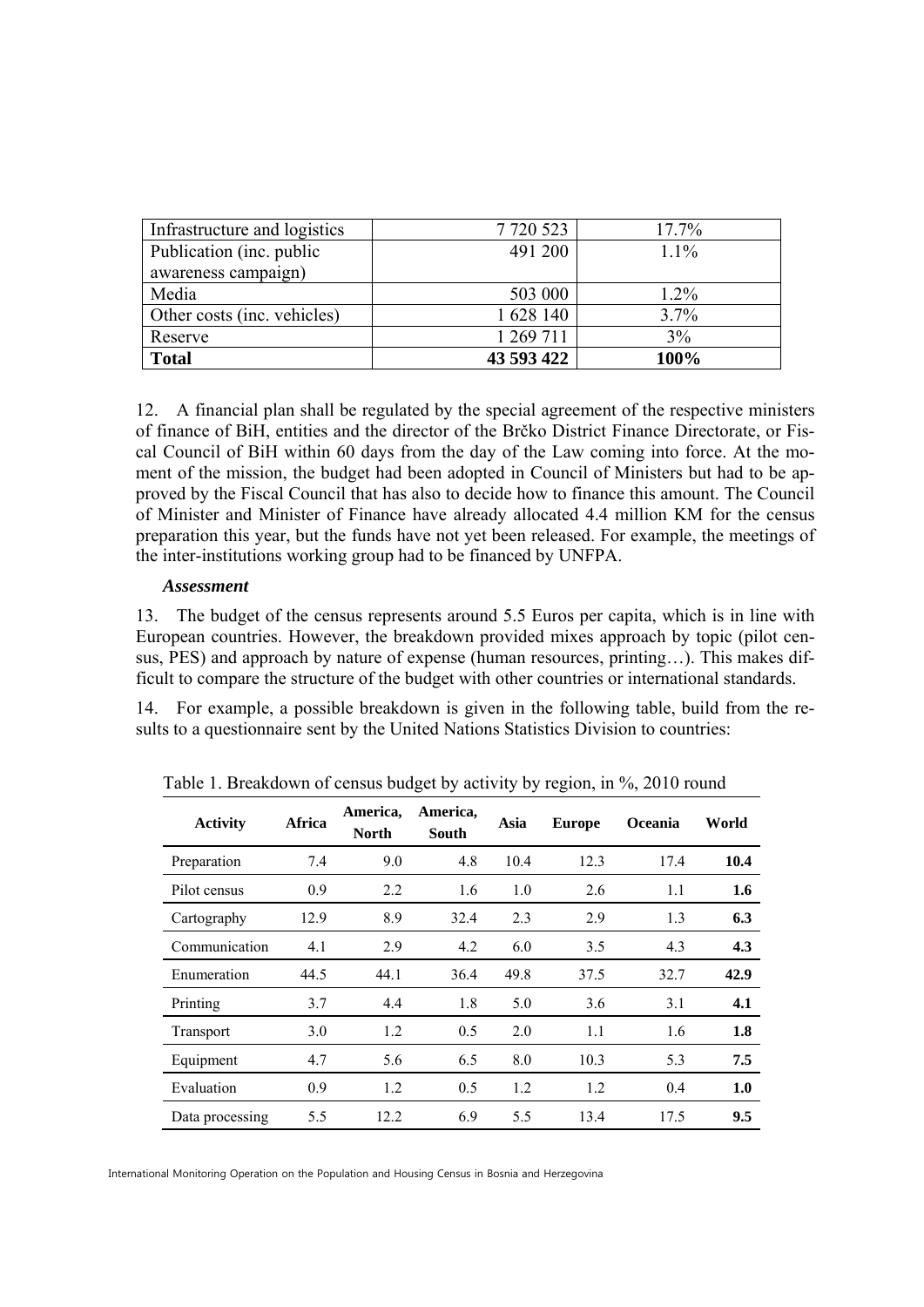| Infrastructure and logistics | 7 720 523 | 17.7% |
|---|---|---|
| Publication (inc. public awareness campaign) | 491 200 | 1.1% |
| Media | 503 000 | 1.2% |
| Other costs (inc. vehicles) | 1 628 140 | 3.7% |
| Reserve | 1 269 711 | 3% |
| **Total** | **43 593 422** | **100%** |

12. A financial plan shall be regulated by the special agreement of the respective ministers of finance of BiH, entities and the director of the Brčko District Finance Directorate, or Fiscal Council of BiH within 60 days from the day of the Law coming into force. At the moment of the mission, the budget had been adopted in Council of Ministers but had to be approved by the Fiscal Council that has also to decide how to finance this amount. The Council of Minister and Minister of Finance have already allocated 4.4 million KM for the census preparation this year, but the funds have not yet been released. For example, the meetings of the inter-institutions working group had to be financed by UNFPA.

***Assessment***

13. The budget of the census represents around 5.5 Euros per capita, which is in line with European countries. However, the breakdown provided mixes approach by topic (pilot census, PES) and approach by nature of expense (human resources, printing…). This makes difficult to compare the structure of the budget with other countries or international standards.

14. For example, a possible breakdown is given in the following table, build from the results to a questionnaire sent by the United Nations Statistics Division to countries:

Table 1. Breakdown of census budget by activity by region, in %, 2010 round

| Activity | Africa | America, North | America, South | Asia | Europe | Oceania | World |
|---|---|---|---|---|---|---|---|
| Preparation | 7.4 | 9.0 | 4.8 | 10.4 | 12.3 | 17.4 | **10.4** |
| Pilot census | 0.9 | 2.2 | 1.6 | 1.0 | 2.6 | 1.1 | **1.6** |
| Cartography | 12.9 | 8.9 | 32.4 | 2.3 | 2.9 | 1.3 | **6.3** |
| Communication | 4.1 | 2.9 | 4.2 | 6.0 | 3.5 | 4.3 | **4.3** |
| Enumeration | 44.5 | 44.1 | 36.4 | 49.8 | 37.5 | 32.7 | **42.9** |
| Printing | 3.7 | 4.4 | 1.8 | 5.0 | 3.6 | 3.1 | **4.1** |
| Transport | 3.0 | 1.2 | 0.5 | 2.0 | 1.1 | 1.6 | **1.8** |
| Equipment | 4.7 | 5.6 | 6.5 | 8.0 | 10.3 | 5.3 | **7.5** |
| Evaluation | 0.9 | 1.2 | 0.5 | 1.2 | 1.2 | 0.4 | **1.0** |
| Data processing | 5.5 | 12.2 | 6.9 | 5.5 | 13.4 | 17.5 | **9.5** |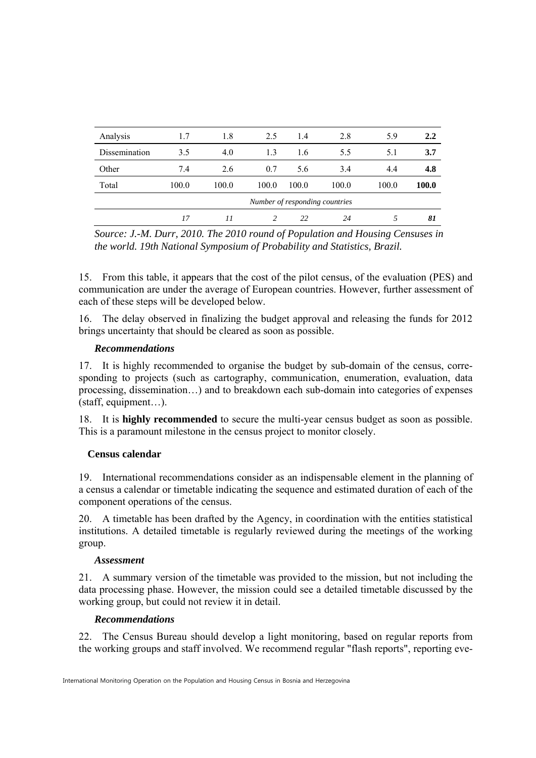| | | | | | | | |
|---|---|---|---|---|---|---|---|
| Analysis | 1.7 | 1.8 | 2.5 | 1.4 | 2.8 | 5.9 | **2.2** |
| Dissemination | 3.5 | 4.0 | 1.3 | 1.6 | 5.5 | 5.1 | **3.7** |
| Other | 7.4 | 2.6 | 0.7 | 5.6 | 3.4 | 4.4 | **4.8** |
| Total | 100.0 | 100.0 | 100.0 | 100.0 | 100.0 | 100.0 | **100.0** |
| | *Number of responding countries* | | | | | | |
| | *17* | *11* | *2* | *22* | *24* | *5* | ***81*** |

*Source: J.-M. Durr, 2010. The 2010 round of Population and Housing Censuses in the world. 19th National Symposium of Probability and Statistics, Brazil.*

15. From this table, it appears that the cost of the pilot census, of the evaluation (PES) and communication are under the average of European countries. However, further assessment of each of these steps will be developed below.

16. The delay observed in finalizing the budget approval and releasing the funds for 2012 brings uncertainty that should be cleared as soon as possible.

#### *Recommendations*

17. It is highly recommended to organise the budget by sub-domain of the census, corresponding to projects (such as cartography, communication, enumeration, evaluation, data processing, dissemination…) and to breakdown each sub-domain into categories of expenses (staff, equipment…).

18. It is **highly recommended** to secure the multi-year census budget as soon as possible. This is a paramount milestone in the census project to monitor closely.

### Census calendar

19. International recommendations consider as an indispensable element in the planning of a census a calendar or timetable indicating the sequence and estimated duration of each of the component operations of the census.

20. A timetable has been drafted by the Agency, in coordination with the entities statistical institutions. A detailed timetable is regularly reviewed during the meetings of the working group.

#### *Assessment*

21. A summary version of the timetable was provided to the mission, but not including the data processing phase. However, the mission could see a detailed timetable discussed by the working group, but could not review it in detail.

#### *Recommendations*

22. The Census Bureau should develop a light monitoring, based on regular reports from the working groups and staff involved. We recommend regular "flash reports", reporting eve-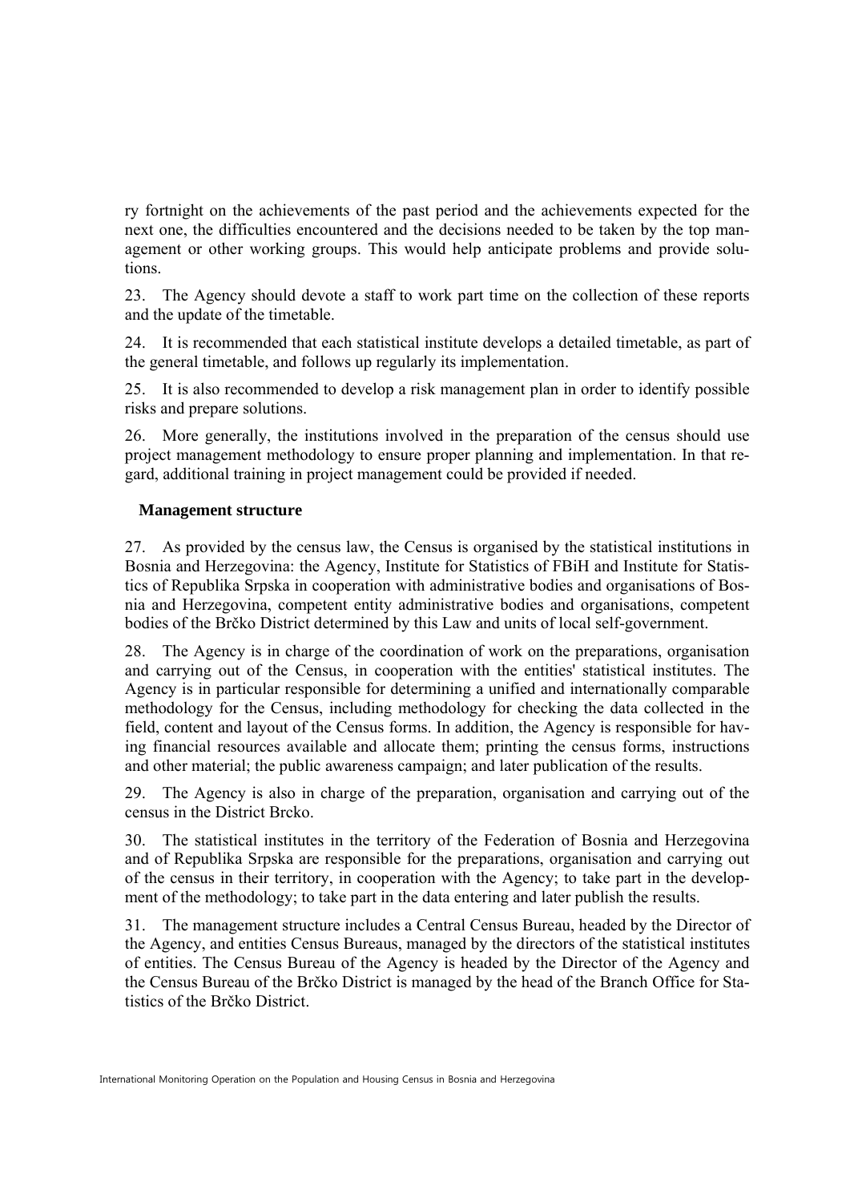ry fortnight on the achievements of the past period and the achievements expected for the next one, the difficulties encountered and the decisions needed to be taken by the top management or other working groups. This would help anticipate problems and provide solutions.

23. The Agency should devote a staff to work part time on the collection of these reports and the update of the timetable.

24. It is recommended that each statistical institute develops a detailed timetable, as part of the general timetable, and follows up regularly its implementation.

25. It is also recommended to develop a risk management plan in order to identify possible risks and prepare solutions.

26. More generally, the institutions involved in the preparation of the census should use project management methodology to ensure proper planning and implementation. In that regard, additional training in project management could be provided if needed.

### Management structure

27. As provided by the census law, the Census is organised by the statistical institutions in Bosnia and Herzegovina: the Agency, Institute for Statistics of FBiH and Institute for Statistics of Republika Srpska in cooperation with administrative bodies and organisations of Bosnia and Herzegovina, competent entity administrative bodies and organisations, competent bodies of the Brčko District determined by this Law and units of local self-government.

28. The Agency is in charge of the coordination of work on the preparations, organisation and carrying out of the Census, in cooperation with the entities' statistical institutes. The Agency is in particular responsible for determining a unified and internationally comparable methodology for the Census, including methodology for checking the data collected in the field, content and layout of the Census forms. In addition, the Agency is responsible for having financial resources available and allocate them; printing the census forms, instructions and other material; the public awareness campaign; and later publication of the results.

29. The Agency is also in charge of the preparation, organisation and carrying out of the census in the District Brcko.

30. The statistical institutes in the territory of the Federation of Bosnia and Herzegovina and of Republika Srpska are responsible for the preparations, organisation and carrying out of the census in their territory, in cooperation with the Agency; to take part in the development of the methodology; to take part in the data entering and later publish the results.

31. The management structure includes a Central Census Bureau, headed by the Director of the Agency, and entities Census Bureaus, managed by the directors of the statistical institutes of entities. The Census Bureau of the Agency is headed by the Director of the Agency and the Census Bureau of the Brčko District is managed by the head of the Branch Office for Statistics of the Brčko District.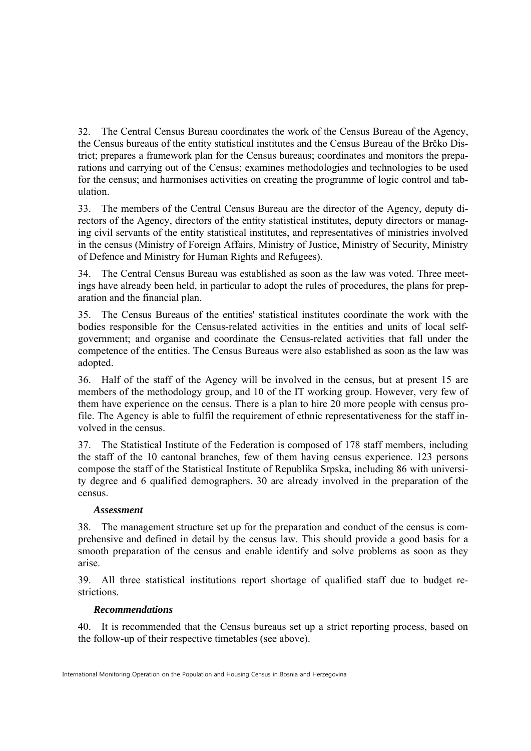32. The Central Census Bureau coordinates the work of the Census Bureau of the Agency, the Census bureaus of the entity statistical institutes and the Census Bureau of the Brčko District; prepares a framework plan for the Census bureaus; coordinates and monitors the preparations and carrying out of the Census; examines methodologies and technologies to be used for the census; and harmonises activities on creating the programme of logic control and tabulation.

33. The members of the Central Census Bureau are the director of the Agency, deputy directors of the Agency, directors of the entity statistical institutes, deputy directors or managing civil servants of the entity statistical institutes, and representatives of ministries involved in the census (Ministry of Foreign Affairs, Ministry of Justice, Ministry of Security, Ministry of Defence and Ministry for Human Rights and Refugees).

34. The Central Census Bureau was established as soon as the law was voted. Three meetings have already been held, in particular to adopt the rules of procedures, the plans for preparation and the financial plan.

35. The Census Bureaus of the entities' statistical institutes coordinate the work with the bodies responsible for the Census-related activities in the entities and units of local self-government; and organise and coordinate the Census-related activities that fall under the competence of the entities. The Census Bureaus were also established as soon as the law was adopted.

36. Half of the staff of the Agency will be involved in the census, but at present 15 are members of the methodology group, and 10 of the IT working group. However, very few of them have experience on the census. There is a plan to hire 20 more people with census profile. The Agency is able to fulfil the requirement of ethnic representativeness for the staff involved in the census.

37. The Statistical Institute of the Federation is composed of 178 staff members, including the staff of the 10 cantonal branches, few of them having census experience. 123 persons compose the staff of the Statistical Institute of Republika Srpska, including 86 with university degree and 6 qualified demographers. 30 are already involved in the preparation of the census.

### *Assessment*

38. The management structure set up for the preparation and conduct of the census is comprehensive and defined in detail by the census law. This should provide a good basis for a smooth preparation of the census and enable identify and solve problems as soon as they arise.

39. All three statistical institutions report shortage of qualified staff due to budget restrictions.

### *Recommendations*

40. It is recommended that the Census bureaus set up a strict reporting process, based on the follow-up of their respective timetables (see above).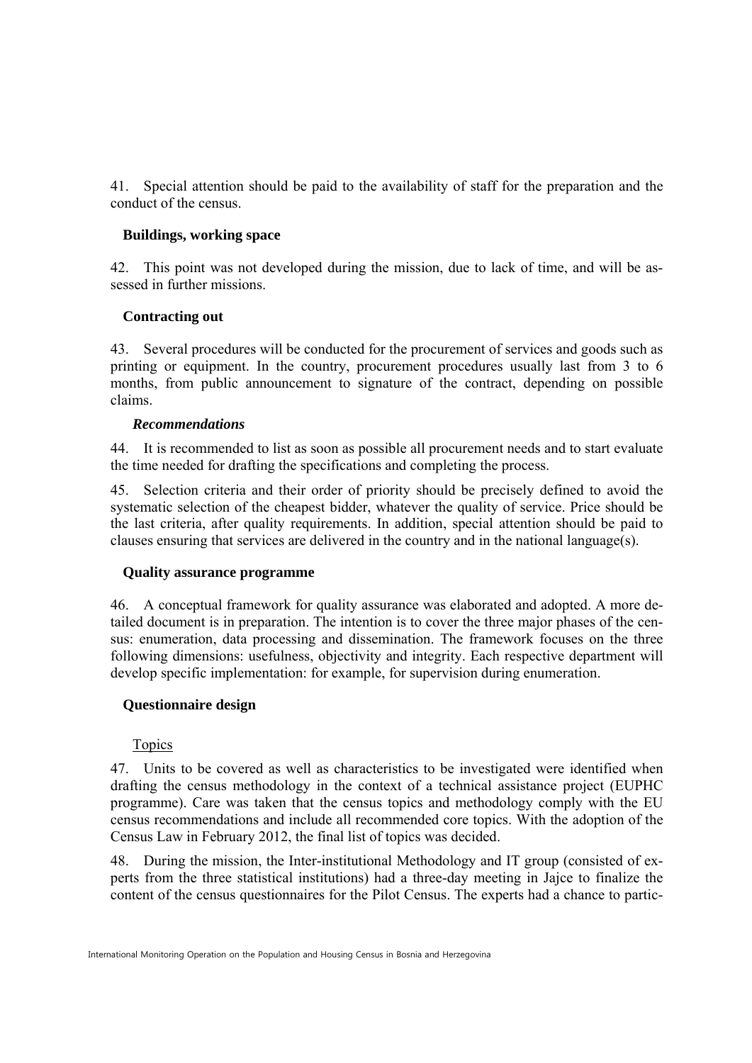41. Special attention should be paid to the availability of staff for the preparation and the conduct of the census.

### Buildings, working space

42. This point was not developed during the mission, due to lack of time, and will be assessed in further missions.

### Contracting out

43. Several procedures will be conducted for the procurement of services and goods such as printing or equipment. In the country, procurement procedures usually last from 3 to 6 months, from public announcement to signature of the contract, depending on possible claims.

#### *Recommendations*

44. It is recommended to list as soon as possible all procurement needs and to start evaluate the time needed for drafting the specifications and completing the process.

45. Selection criteria and their order of priority should be precisely defined to avoid the systematic selection of the cheapest bidder, whatever the quality of service. Price should be the last criteria, after quality requirements. In addition, special attention should be paid to clauses ensuring that services are delivered in the country and in the national language(s).

### Quality assurance programme

46. A conceptual framework for quality assurance was elaborated and adopted. A more detailed document is in preparation. The intention is to cover the three major phases of the census: enumeration, data processing and dissemination. The framework focuses on the three following dimensions: usefulness, objectivity and integrity. Each respective department will develop specific implementation: for example, for supervision during enumeration.

### Questionnaire design

Topics

47. Units to be covered as well as characteristics to be investigated were identified when drafting the census methodology in the context of a technical assistance project (EUPHC programme). Care was taken that the census topics and methodology comply with the EU census recommendations and include all recommended core topics. With the adoption of the Census Law in February 2012, the final list of topics was decided.

48. During the mission, the Inter-institutional Methodology and IT group (consisted of experts from the three statistical institutions) had a three-day meeting in Jajce to finalize the content of the census questionnaires for the Pilot Census. The experts had a chance to partic-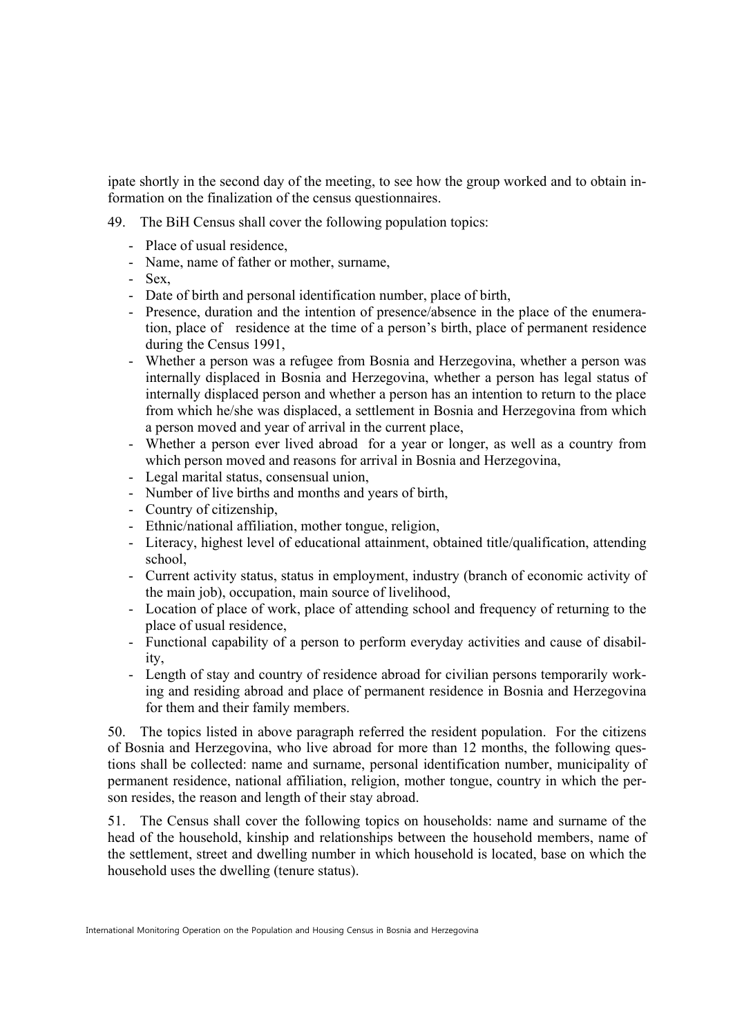ipate shortly in the second day of the meeting, to see how the group worked and to obtain information on the finalization of the census questionnaires.

49. The BiH Census shall cover the following population topics:

- Place of usual residence,
- Name, name of father or mother, surname,
- Sex,
- Date of birth and personal identification number, place of birth,
- Presence, duration and the intention of presence/absence in the place of the enumeration, place of residence at the time of a person's birth, place of permanent residence during the Census 1991,
- Whether a person was a refugee from Bosnia and Herzegovina, whether a person was internally displaced in Bosnia and Herzegovina, whether a person has legal status of internally displaced person and whether a person has an intention to return to the place from which he/she was displaced, a settlement in Bosnia and Herzegovina from which a person moved and year of arrival in the current place,
- Whether a person ever lived abroad for a year or longer, as well as a country from which person moved and reasons for arrival in Bosnia and Herzegovina,
- Legal marital status, consensual union,
- Number of live births and months and years of birth,
- Country of citizenship,
- Ethnic/national affiliation, mother tongue, religion,
- Literacy, highest level of educational attainment, obtained title/qualification, attending school,
- Current activity status, status in employment, industry (branch of economic activity of the main job), occupation, main source of livelihood,
- Location of place of work, place of attending school and frequency of returning to the place of usual residence,
- Functional capability of a person to perform everyday activities and cause of disability,
- Length of stay and country of residence abroad for civilian persons temporarily working and residing abroad and place of permanent residence in Bosnia and Herzegovina for them and their family members.

50. The topics listed in above paragraph referred the resident population. For the citizens of Bosnia and Herzegovina, who live abroad for more than 12 months, the following questions shall be collected: name and surname, personal identification number, municipality of permanent residence, national affiliation, religion, mother tongue, country in which the person resides, the reason and length of their stay abroad.

51. The Census shall cover the following topics on households: name and surname of the head of the household, kinship and relationships between the household members, name of the settlement, street and dwelling number in which household is located, base on which the household uses the dwelling (tenure status).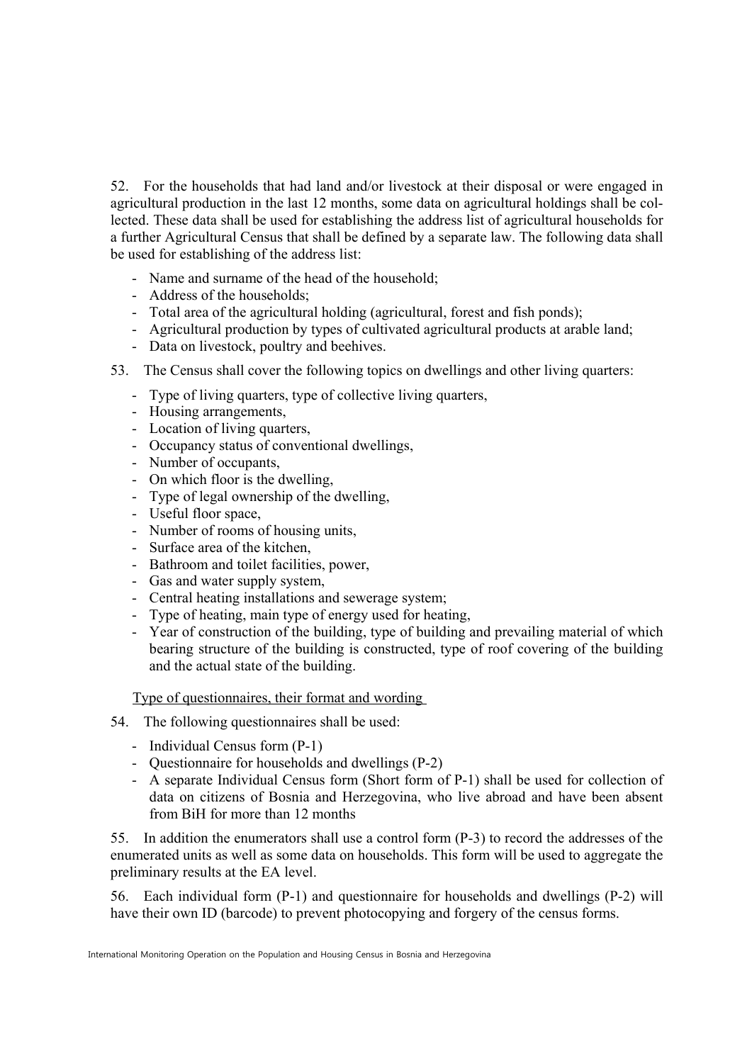52. For the households that had land and/or livestock at their disposal or were engaged in agricultural production in the last 12 months, some data on agricultural holdings shall be collected. These data shall be used for establishing the address list of agricultural households for a further Agricultural Census that shall be defined by a separate law. The following data shall be used for establishing of the address list:

- Name and surname of the head of the household;
- Address of the households;
- Total area of the agricultural holding (agricultural, forest and fish ponds);
- Agricultural production by types of cultivated agricultural products at arable land;
- Data on livestock, poultry and beehives.

53. The Census shall cover the following topics on dwellings and other living quarters:

- Type of living quarters, type of collective living quarters,
- Housing arrangements,
- Location of living quarters,
- Occupancy status of conventional dwellings,
- Number of occupants,
- On which floor is the dwelling,
- Type of legal ownership of the dwelling,
- Useful floor space,
- Number of rooms of housing units,
- Surface area of the kitchen,
- Bathroom and toilet facilities, power,
- Gas and water supply system,
- Central heating installations and sewerage system;
- Type of heating, main type of energy used for heating,
- Year of construction of the building, type of building and prevailing material of which bearing structure of the building is constructed, type of roof covering of the building and the actual state of the building.

<u>Type of questionnaires, their format and wording</u>

54. The following questionnaires shall be used:

- Individual Census form (P-1)
- Questionnaire for households and dwellings (P-2)
- A separate Individual Census form (Short form of P-1) shall be used for collection of data on citizens of Bosnia and Herzegovina, who live abroad and have been absent from BiH for more than 12 months

55. In addition the enumerators shall use a control form (P-3) to record the addresses of the enumerated units as well as some data on households. This form will be used to aggregate the preliminary results at the EA level.

56. Each individual form (P-1) and questionnaire for households and dwellings (P-2) will have their own ID (barcode) to prevent photocopying and forgery of the census forms.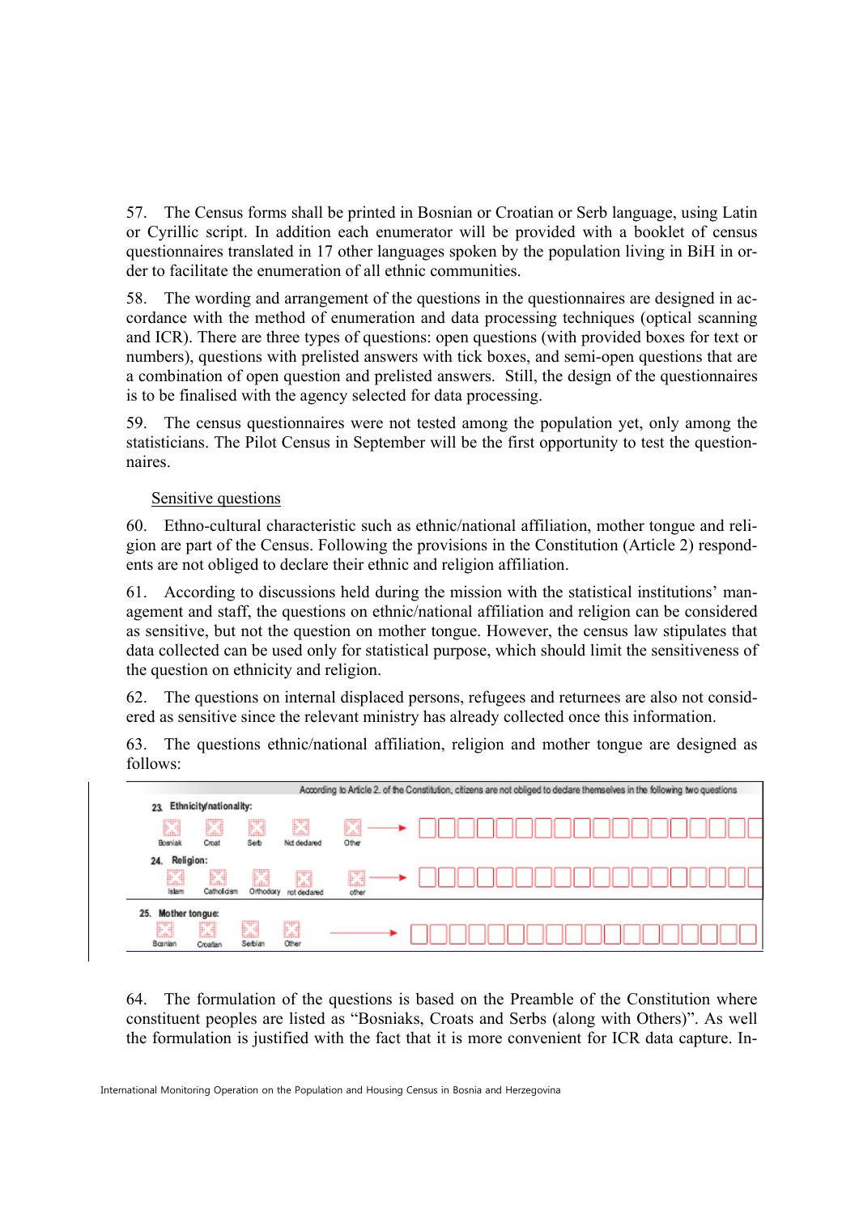57. The Census forms shall be printed in Bosnian or Croatian or Serb language, using Latin or Cyrillic script. In addition each enumerator will be provided with a booklet of census questionnaires translated in 17 other languages spoken by the population living in BiH in order to facilitate the enumeration of all ethnic communities.

58. The wording and arrangement of the questions in the questionnaires are designed in accordance with the method of enumeration and data processing techniques (optical scanning and ICR). There are three types of questions: open questions (with provided boxes for text or numbers), questions with prelisted answers with tick boxes, and semi-open questions that are a combination of open question and prelisted answers. Still, the design of the questionnaires is to be finalised with the agency selected for data processing.

59. The census questionnaires were not tested among the population yet, only among the statisticians. The Pilot Census in September will be the first opportunity to test the questionnaires.

Sensitive questions

60. Ethno-cultural characteristic such as ethnic/national affiliation, mother tongue and religion are part of the Census. Following the provisions in the Constitution (Article 2) respondents are not obliged to declare their ethnic and religion affiliation.

61. According to discussions held during the mission with the statistical institutions' management and staff, the questions on ethnic/national affiliation and religion can be considered as sensitive, but not the question on mother tongue. However, the census law stipulates that data collected can be used only for statistical purpose, which should limit the sensitiveness of the question on ethnicity and religion.

62. The questions on internal displaced persons, refugees and returnees are also not considered as sensitive since the relevant ministry has already collected once this information.

63. The questions ethnic/national affiliation, religion and mother tongue are designed as follows:

According to Article 2. of the Constitution, citizens are not obliged to declare themselves in the following two questions

**23. Ethnicity/nationality:**

☐ Bosniak ☐ Croat ☐ Serb ☐ Not declared ☐ Other → ☐☐☐☐☐☐☐☐☐☐☐☐☐☐☐☐☐☐

**24. Religion:**

☐ Islam ☐ Catholicism ☐ Orthodoxy ☐ not declared ☐ other → ☐☐☐☐☐☐☐☐☐☐☐☐☐☐☐☐☐☐

**25. Mother tongue:**

☐ Bosnian ☐ Croatian ☐ Serbian ☐ Other → ☐☐☐☐☐☐☐☐☐☐☐☐☐☐☐☐☐☐

64. The formulation of the questions is based on the Preamble of the Constitution where constituent peoples are listed as "Bosniaks, Croats and Serbs (along with Others)". As well the formulation is justified with the fact that it is more convenient for ICR data capture. In-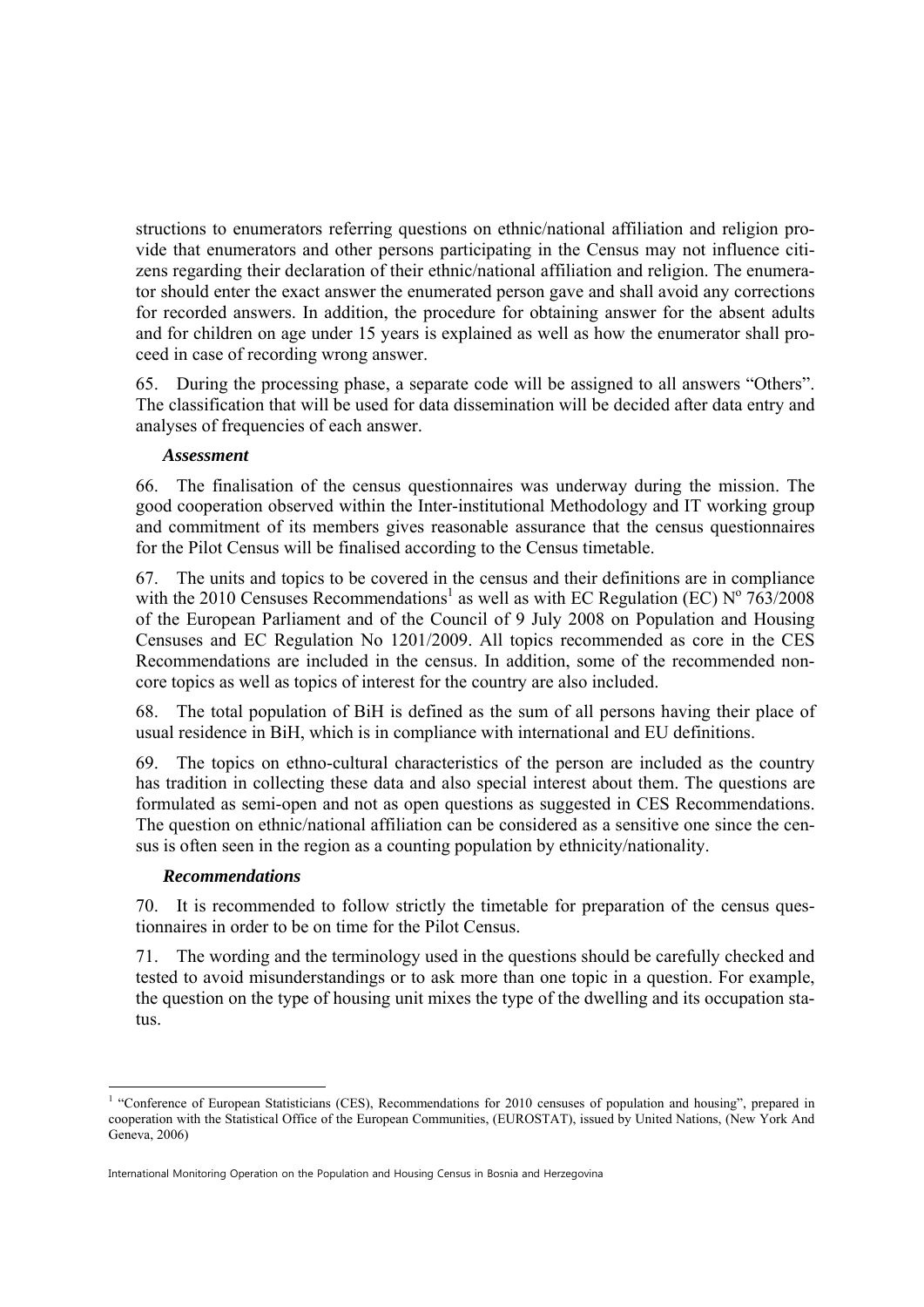structions to enumerators referring questions on ethnic/national affiliation and religion provide that enumerators and other persons participating in the Census may not influence citizens regarding their declaration of their ethnic/national affiliation and religion. The enumerator should enter the exact answer the enumerated person gave and shall avoid any corrections for recorded answers. In addition, the procedure for obtaining answer for the absent adults and for children on age under 15 years is explained as well as how the enumerator shall proceed in case of recording wrong answer.

65. During the processing phase, a separate code will be assigned to all answers "Others". The classification that will be used for data dissemination will be decided after data entry and analyses of frequencies of each answer.

***Assessment***

66. The finalisation of the census questionnaires was underway during the mission. The good cooperation observed within the Inter-institutional Methodology and IT working group and commitment of its members gives reasonable assurance that the census questionnaires for the Pilot Census will be finalised according to the Census timetable.

67. The units and topics to be covered in the census and their definitions are in compliance with the 2010 Censuses Recommendations[1] as well as with EC Regulation (EC) N° 763/2008 of the European Parliament and of the Council of 9 July 2008 on Population and Housing Censuses and EC Regulation No 1201/2009. All topics recommended as core in the CES Recommendations are included in the census. In addition, some of the recommended non-core topics as well as topics of interest for the country are also included.

68. The total population of BiH is defined as the sum of all persons having their place of usual residence in BiH, which is in compliance with international and EU definitions.

69. The topics on ethno-cultural characteristics of the person are included as the country has tradition in collecting these data and also special interest about them. The questions are formulated as semi-open and not as open questions as suggested in CES Recommendations. The question on ethnic/national affiliation can be considered as a sensitive one since the census is often seen in the region as a counting population by ethnicity/nationality.

***Recommendations***

70. It is recommended to follow strictly the timetable for preparation of the census questionnaires in order to be on time for the Pilot Census.

71. The wording and the terminology used in the questions should be carefully checked and tested to avoid misunderstandings or to ask more than one topic in a question. For example, the question on the type of housing unit mixes the type of the dwelling and its occupation status.

---

[1] "Conference of European Statisticians (CES), Recommendations for 2010 censuses of population and housing", prepared in cooperation with the Statistical Office of the European Communities, (EUROSTAT), issued by United Nations, (New York And Geneva, 2006)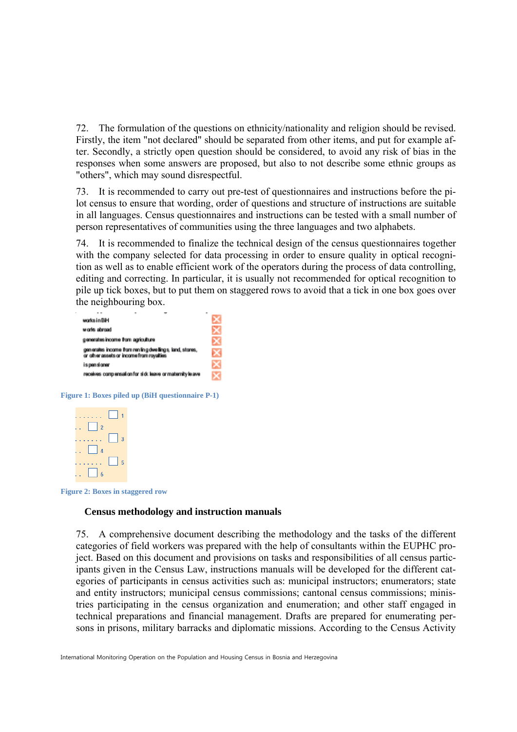72. The formulation of the questions on ethnicity/nationality and religion should be revised. Firstly, the item "not declared" should be separated from other items, and put for example after. Secondly, a strictly open question should be considered, to avoid any risk of bias in the responses when some answers are proposed, but also to not describe some ethnic groups as "others", which may sound disrespectful.

73. It is recommended to carry out pre-test of questionnaires and instructions before the pilot census to ensure that wording, order of questions and structure of instructions are suitable in all languages. Census questionnaires and instructions can be tested with a small number of person representatives of communities using the three languages and two alphabets.

74. It is recommended to finalize the technical design of the census questionnaires together with the company selected for data processing in order to ensure quality in optical recognition as well as to enable efficient work of the operators during the process of data controlling, editing and correcting. In particular, it is usually not recommended for optical recognition to pile up tick boxes, but to put them on staggered rows to avoid that a tick in one box goes over the neighbouring box.

works in BiH
works abroad
generates income from agriculture
generates income from renting dwellings, land, stores, or other assets or income from royalties
is pensioner
receives compensation for sick leave or maternity leave

Figure 1: Boxes piled up (BiH questionnaire P-1)

Figure 2: Boxes in staggered row

## Census methodology and instruction manuals

75. A comprehensive document describing the methodology and the tasks of the different categories of field workers was prepared with the help of consultants within the EUPHC project. Based on this document and provisions on tasks and responsibilities of all census participants given in the Census Law, instructions manuals will be developed for the different categories of participants in census activities such as: municipal instructors; enumerators; state and entity instructors; municipal census commissions; cantonal census commissions; ministries participating in the census organization and enumeration; and other staff engaged in technical preparations and financial management. Drafts are prepared for enumerating persons in prisons, military barracks and diplomatic missions. According to the Census Activity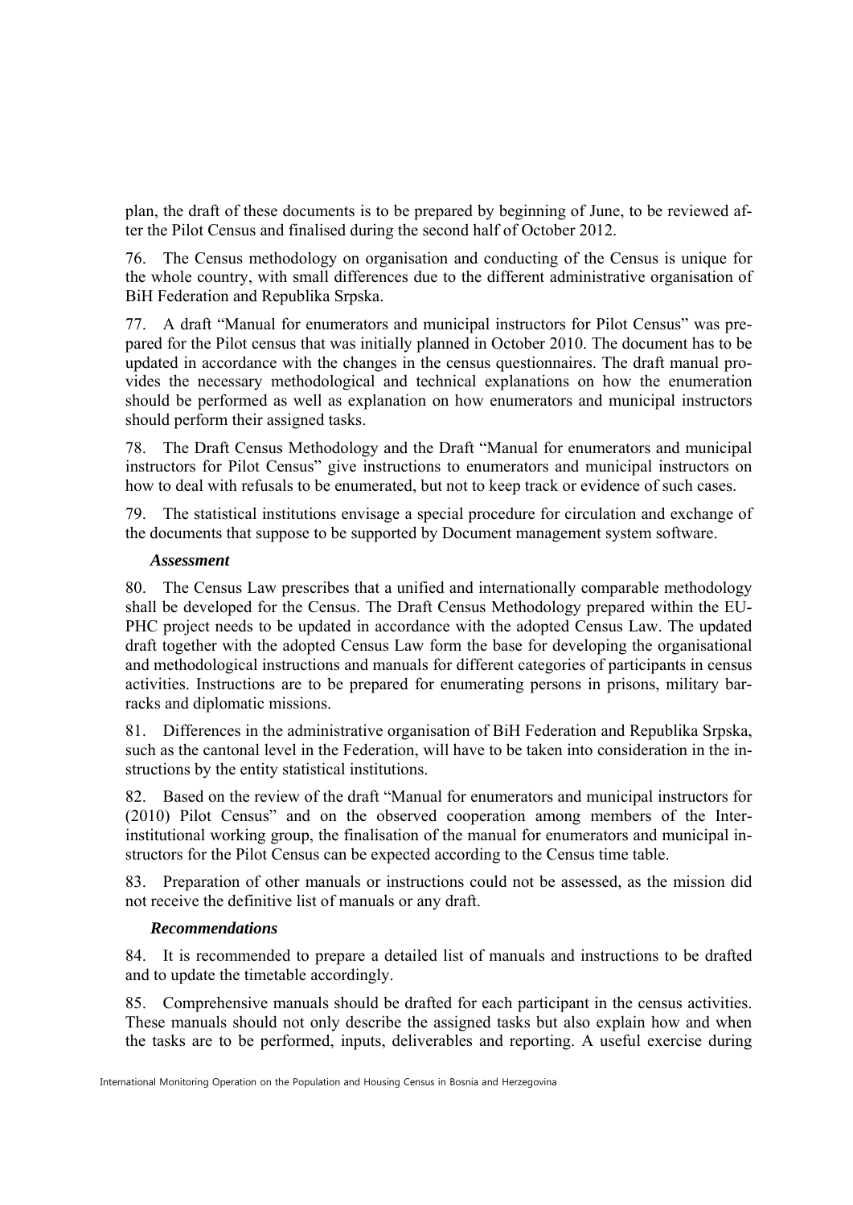plan, the draft of these documents is to be prepared by beginning of June, to be reviewed after the Pilot Census and finalised during the second half of October 2012.

76. The Census methodology on organisation and conducting of the Census is unique for the whole country, with small differences due to the different administrative organisation of BiH Federation and Republika Srpska.

77. A draft "Manual for enumerators and municipal instructors for Pilot Census" was prepared for the Pilot census that was initially planned in October 2010. The document has to be updated in accordance with the changes in the census questionnaires. The draft manual provides the necessary methodological and technical explanations on how the enumeration should be performed as well as explanation on how enumerators and municipal instructors should perform their assigned tasks.

78. The Draft Census Methodology and the Draft "Manual for enumerators and municipal instructors for Pilot Census" give instructions to enumerators and municipal instructors on how to deal with refusals to be enumerated, but not to keep track or evidence of such cases.

79. The statistical institutions envisage a special procedure for circulation and exchange of the documents that suppose to be supported by Document management system software.

### *Assessment*

80. The Census Law prescribes that a unified and internationally comparable methodology shall be developed for the Census. The Draft Census Methodology prepared within the EU-PHC project needs to be updated in accordance with the adopted Census Law. The updated draft together with the adopted Census Law form the base for developing the organisational and methodological instructions and manuals for different categories of participants in census activities. Instructions are to be prepared for enumerating persons in prisons, military barracks and diplomatic missions.

81. Differences in the administrative organisation of BiH Federation and Republika Srpska, such as the cantonal level in the Federation, will have to be taken into consideration in the instructions by the entity statistical institutions.

82. Based on the review of the draft "Manual for enumerators and municipal instructors for (2010) Pilot Census" and on the observed cooperation among members of the Inter-institutional working group, the finalisation of the manual for enumerators and municipal instructors for the Pilot Census can be expected according to the Census time table.

83. Preparation of other manuals or instructions could not be assessed, as the mission did not receive the definitive list of manuals or any draft.

### *Recommendations*

84. It is recommended to prepare a detailed list of manuals and instructions to be drafted and to update the timetable accordingly.

85. Comprehensive manuals should be drafted for each participant in the census activities. These manuals should not only describe the assigned tasks but also explain how and when the tasks are to be performed, inputs, deliverables and reporting. A useful exercise during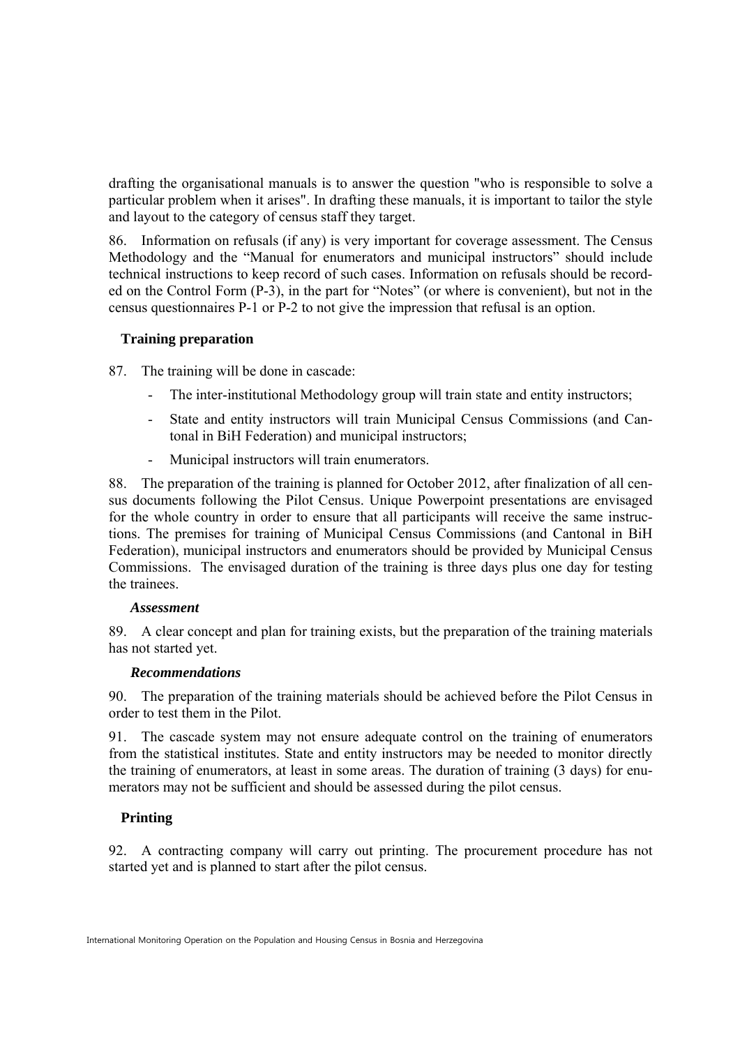drafting the organisational manuals is to answer the question "who is responsible to solve a particular problem when it arises". In drafting these manuals, it is important to tailor the style and layout to the category of census staff they target.

86. Information on refusals (if any) is very important for coverage assessment. The Census Methodology and the “Manual for enumerators and municipal instructors” should include technical instructions to keep record of such cases. Information on refusals should be recorded on the Control Form (P-3), in the part for “Notes” (or where is convenient), but not in the census questionnaires P-1 or P-2 to not give the impression that refusal is an option.

### Training preparation

87. The training will be done in cascade:

- The inter-institutional Methodology group will train state and entity instructors;
- State and entity instructors will train Municipal Census Commissions (and Cantonal in BiH Federation) and municipal instructors;
- Municipal instructors will train enumerators.

88. The preparation of the training is planned for October 2012, after finalization of all census documents following the Pilot Census. Unique Powerpoint presentations are envisaged for the whole country in order to ensure that all participants will receive the same instructions. The premises for training of Municipal Census Commissions (and Cantonal in BiH Federation), municipal instructors and enumerators should be provided by Municipal Census Commissions. The envisaged duration of the training is three days plus one day for testing the trainees.

#### *Assessment*

89. A clear concept and plan for training exists, but the preparation of the training materials has not started yet.

#### *Recommendations*

90. The preparation of the training materials should be achieved before the Pilot Census in order to test them in the Pilot.

91. The cascade system may not ensure adequate control on the training of enumerators from the statistical institutes. State and entity instructors may be needed to monitor directly the training of enumerators, at least in some areas. The duration of training (3 days) for enumerators may not be sufficient and should be assessed during the pilot census.

### Printing

92. A contracting company will carry out printing. The procurement procedure has not started yet and is planned to start after the pilot census.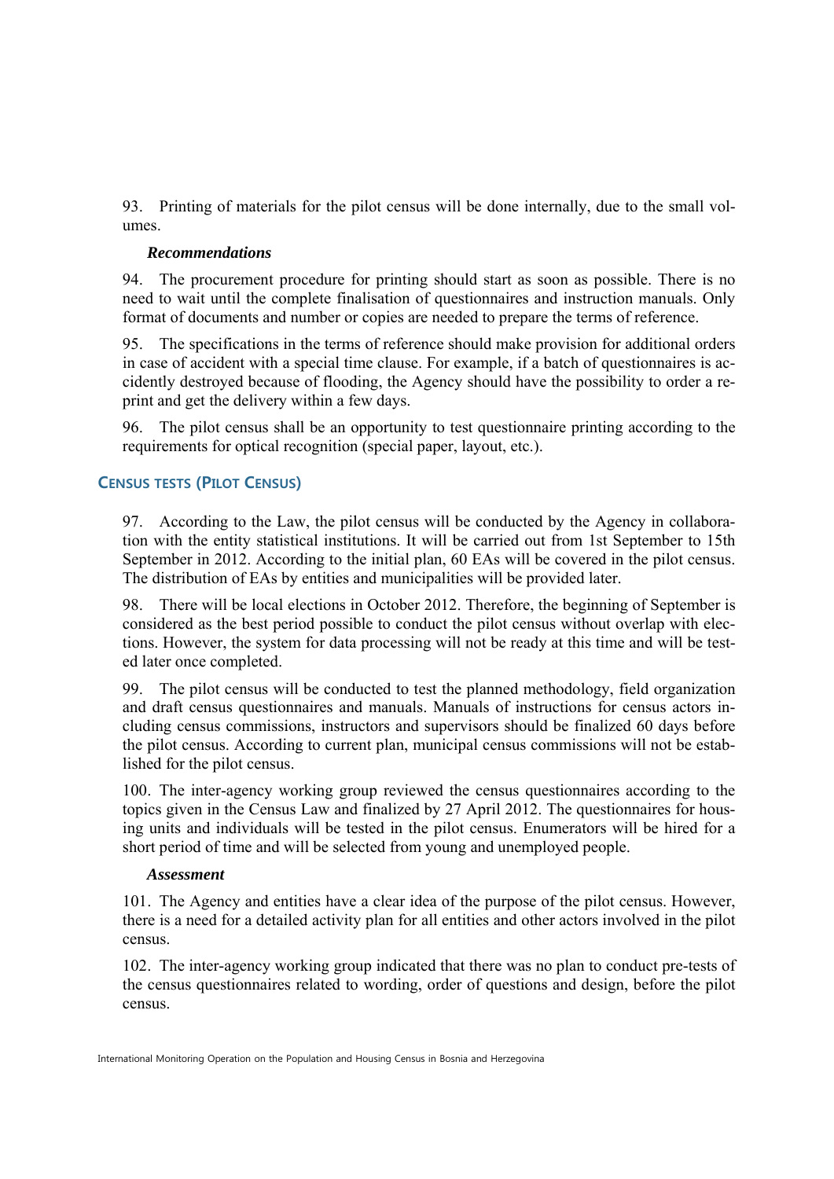93. Printing of materials for the pilot census will be done internally, due to the small volumes.

***Recommendations***

94. The procurement procedure for printing should start as soon as possible. There is no need to wait until the complete finalisation of questionnaires and instruction manuals. Only format of documents and number or copies are needed to prepare the terms of reference.

95. The specifications in the terms of reference should make provision for additional orders in case of accident with a special time clause. For example, if a batch of questionnaires is accidently destroyed because of flooding, the Agency should have the possibility to order a reprint and get the delivery within a few days.

96. The pilot census shall be an opportunity to test questionnaire printing according to the requirements for optical recognition (special paper, layout, etc.).

## Census tests (Pilot Census)

97. According to the Law, the pilot census will be conducted by the Agency in collaboration with the entity statistical institutions. It will be carried out from 1st September to 15th September in 2012. According to the initial plan, 60 EAs will be covered in the pilot census. The distribution of EAs by entities and municipalities will be provided later.

98. There will be local elections in October 2012. Therefore, the beginning of September is considered as the best period possible to conduct the pilot census without overlap with elections. However, the system for data processing will not be ready at this time and will be tested later once completed.

99. The pilot census will be conducted to test the planned methodology, field organization and draft census questionnaires and manuals. Manuals of instructions for census actors including census commissions, instructors and supervisors should be finalized 60 days before the pilot census. According to current plan, municipal census commissions will not be established for the pilot census.

100. The inter-agency working group reviewed the census questionnaires according to the topics given in the Census Law and finalized by 27 April 2012. The questionnaires for housing units and individuals will be tested in the pilot census. Enumerators will be hired for a short period of time and will be selected from young and unemployed people.

***Assessment***

101. The Agency and entities have a clear idea of the purpose of the pilot census. However, there is a need for a detailed activity plan for all entities and other actors involved in the pilot census.

102. The inter-agency working group indicated that there was no plan to conduct pre-tests of the census questionnaires related to wording, order of questions and design, before the pilot census.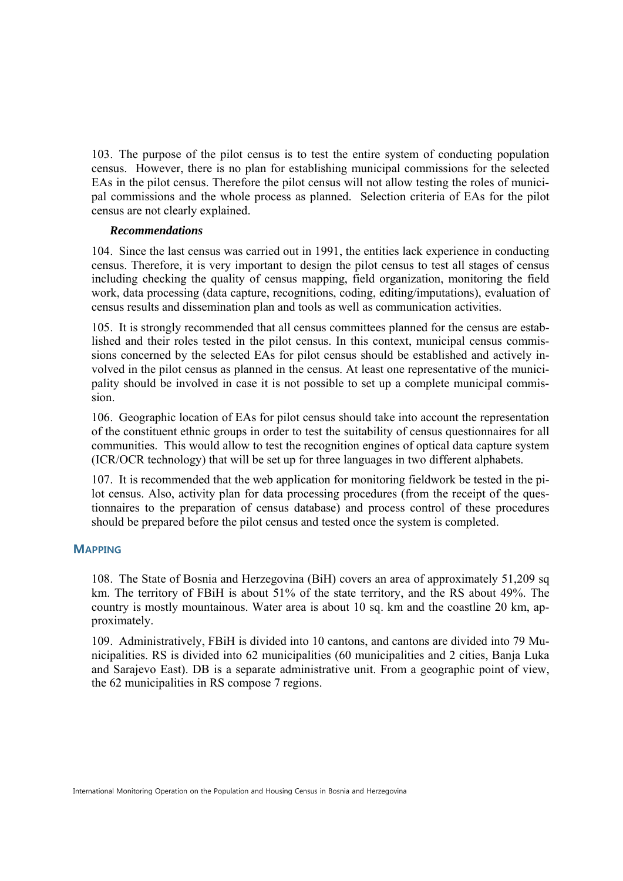103. The purpose of the pilot census is to test the entire system of conducting population census. However, there is no plan for establishing municipal commissions for the selected EAs in the pilot census. Therefore the pilot census will not allow testing the roles of municipal commissions and the whole process as planned. Selection criteria of EAs for the pilot census are not clearly explained.

***Recommendations***

104. Since the last census was carried out in 1991, the entities lack experience in conducting census. Therefore, it is very important to design the pilot census to test all stages of census including checking the quality of census mapping, field organization, monitoring the field work, data processing (data capture, recognitions, coding, editing/imputations), evaluation of census results and dissemination plan and tools as well as communication activities.

105. It is strongly recommended that all census committees planned for the census are established and their roles tested in the pilot census. In this context, municipal census commissions concerned by the selected EAs for pilot census should be established and actively involved in the pilot census as planned in the census. At least one representative of the municipality should be involved in case it is not possible to set up a complete municipal commission.

106. Geographic location of EAs for pilot census should take into account the representation of the constituent ethnic groups in order to test the suitability of census questionnaires for all communities. This would allow to test the recognition engines of optical data capture system (ICR/OCR technology) that will be set up for three languages in two different alphabets.

107. It is recommended that the web application for monitoring fieldwork be tested in the pilot census. Also, activity plan for data processing procedures (from the receipt of the questionnaires to the preparation of census database) and process control of these procedures should be prepared before the pilot census and tested once the system is completed.

## MAPPING

108. The State of Bosnia and Herzegovina (BiH) covers an area of approximately 51,209 sq km. The territory of FBiH is about 51% of the state territory, and the RS about 49%. The country is mostly mountainous. Water area is about 10 sq. km and the coastline 20 km, approximately.

109. Administratively, FBiH is divided into 10 cantons, and cantons are divided into 79 Municipalities. RS is divided into 62 municipalities (60 municipalities and 2 cities, Banja Luka and Sarajevo East). DB is a separate administrative unit. From a geographic point of view, the 62 municipalities in RS compose 7 regions.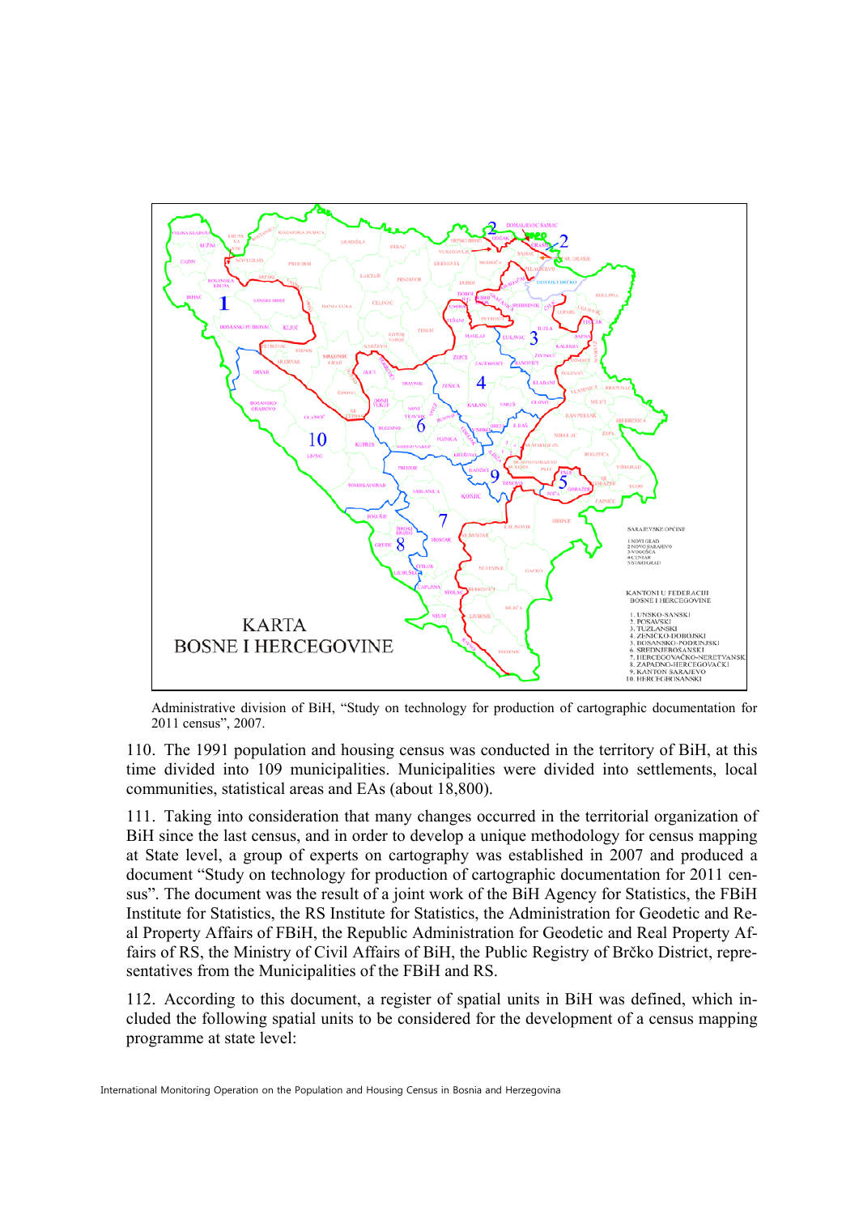Administrative division of BiH, "Study on technology for production of cartographic documentation for 2011 census", 2007.

110. The 1991 population and housing census was conducted in the territory of BiH, at this time divided into 109 municipalities. Municipalities were divided into settlements, local communities, statistical areas and EAs (about 18,800).

111. Taking into consideration that many changes occurred in the territorial organization of BiH since the last census, and in order to develop a unique methodology for census mapping at State level, a group of experts on cartography was established in 2007 and produced a document "Study on technology for production of cartographic documentation for 2011 census". The document was the result of a joint work of the BiH Agency for Statistics, the FBiH Institute for Statistics, the RS Institute for Statistics, the Administration for Geodetic and Real Property Affairs of FBiH, the Republic Administration for Geodetic and Real Property Affairs of RS, the Ministry of Civil Affairs of BiH, the Public Registry of Brčko District, representatives from the Municipalities of the FBiH and RS.

112. According to this document, a register of spatial units in BiH was defined, which included the following spatial units to be considered for the development of a census mapping programme at state level: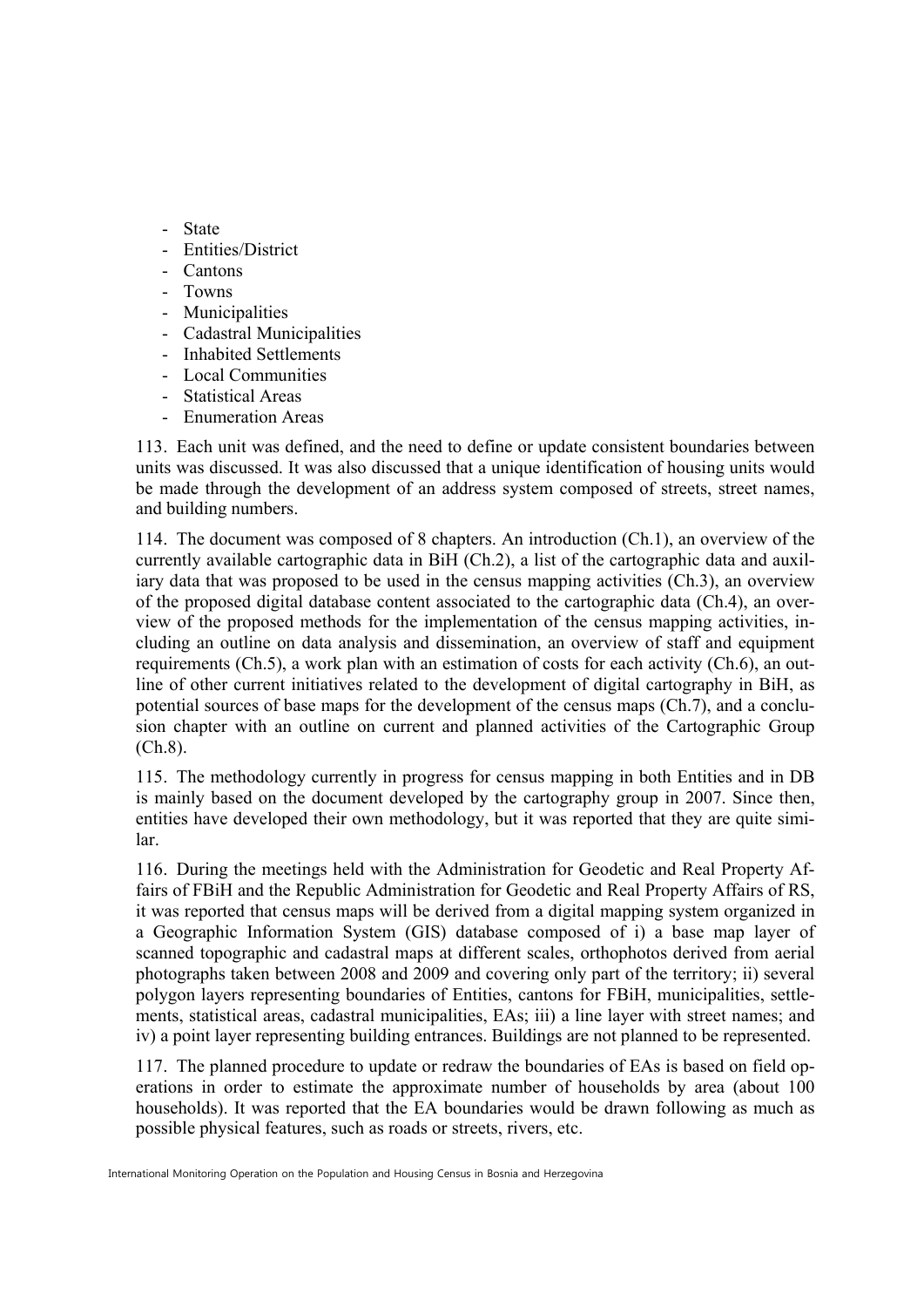- State
- Entities/District
- Cantons
- Towns
- Municipalities
- Cadastral Municipalities
- Inhabited Settlements
- Local Communities
- Statistical Areas
- Enumeration Areas

113. Each unit was defined, and the need to define or update consistent boundaries between units was discussed. It was also discussed that a unique identification of housing units would be made through the development of an address system composed of streets, street names, and building numbers.

114. The document was composed of 8 chapters. An introduction (Ch.1), an overview of the currently available cartographic data in BiH (Ch.2), a list of the cartographic data and auxiliary data that was proposed to be used in the census mapping activities (Ch.3), an overview of the proposed digital database content associated to the cartographic data (Ch.4), an overview of the proposed methods for the implementation of the census mapping activities, including an outline on data analysis and dissemination, an overview of staff and equipment requirements (Ch.5), a work plan with an estimation of costs for each activity (Ch.6), an outline of other current initiatives related to the development of digital cartography in BiH, as potential sources of base maps for the development of the census maps (Ch.7), and a conclusion chapter with an outline on current and planned activities of the Cartographic Group (Ch.8).

115. The methodology currently in progress for census mapping in both Entities and in DB is mainly based on the document developed by the cartography group in 2007. Since then, entities have developed their own methodology, but it was reported that they are quite similar.

116. During the meetings held with the Administration for Geodetic and Real Property Affairs of FBiH and the Republic Administration for Geodetic and Real Property Affairs of RS, it was reported that census maps will be derived from a digital mapping system organized in a Geographic Information System (GIS) database composed of i) a base map layer of scanned topographic and cadastral maps at different scales, orthophotos derived from aerial photographs taken between 2008 and 2009 and covering only part of the territory; ii) several polygon layers representing boundaries of Entities, cantons for FBiH, municipalities, settlements, statistical areas, cadastral municipalities, EAs; iii) a line layer with street names; and iv) a point layer representing building entrances. Buildings are not planned to be represented.

117. The planned procedure to update or redraw the boundaries of EAs is based on field operations in order to estimate the approximate number of households by area (about 100 households). It was reported that the EA boundaries would be drawn following as much as possible physical features, such as roads or streets, rivers, etc.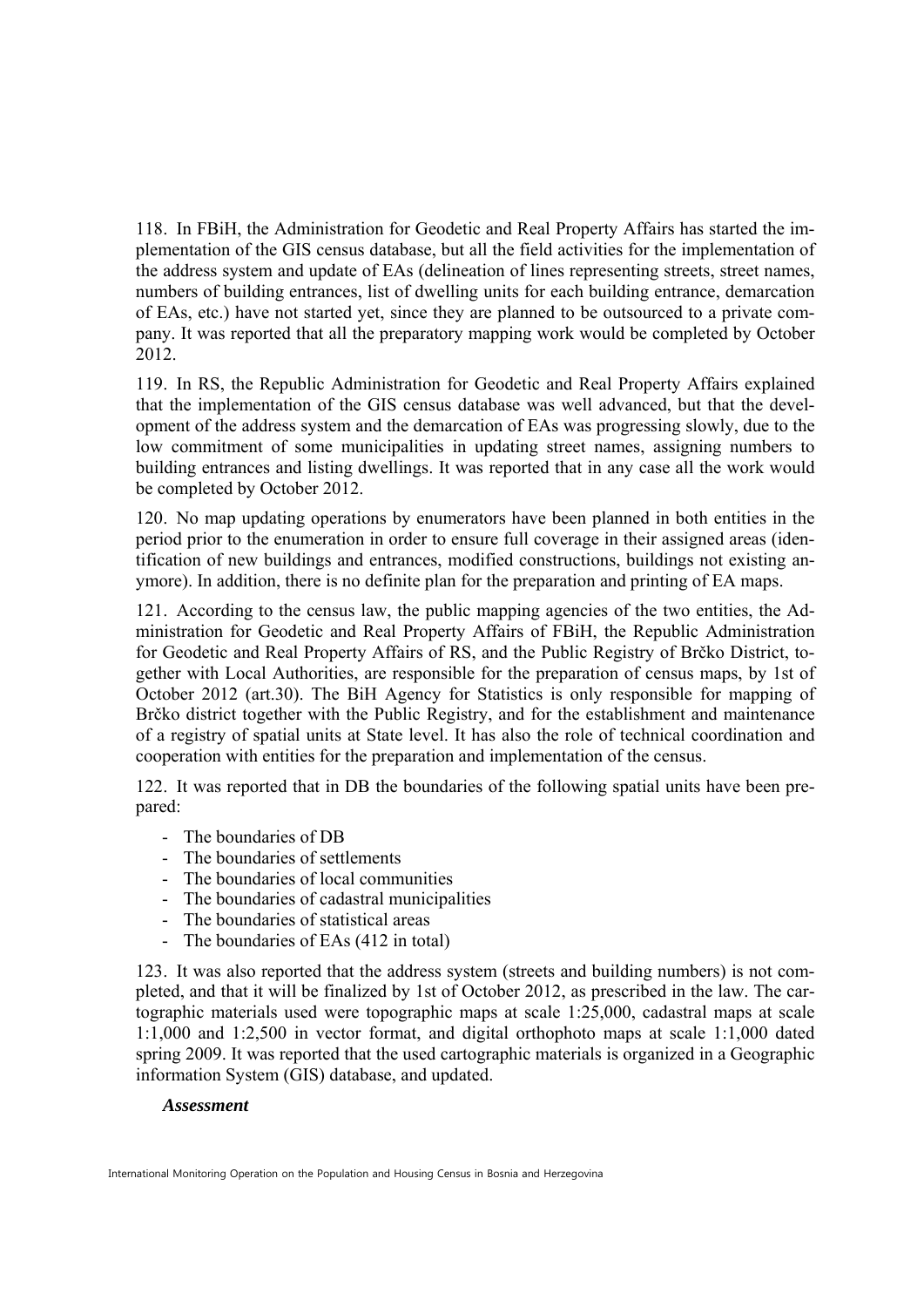118. In FBiH, the Administration for Geodetic and Real Property Affairs has started the implementation of the GIS census database, but all the field activities for the implementation of the address system and update of EAs (delineation of lines representing streets, street names, numbers of building entrances, list of dwelling units for each building entrance, demarcation of EAs, etc.) have not started yet, since they are planned to be outsourced to a private company. It was reported that all the preparatory mapping work would be completed by October 2012.

119. In RS, the Republic Administration for Geodetic and Real Property Affairs explained that the implementation of the GIS census database was well advanced, but that the development of the address system and the demarcation of EAs was progressing slowly, due to the low commitment of some municipalities in updating street names, assigning numbers to building entrances and listing dwellings. It was reported that in any case all the work would be completed by October 2012.

120. No map updating operations by enumerators have been planned in both entities in the period prior to the enumeration in order to ensure full coverage in their assigned areas (identification of new buildings and entrances, modified constructions, buildings not existing anymore). In addition, there is no definite plan for the preparation and printing of EA maps.

121. According to the census law, the public mapping agencies of the two entities, the Administration for Geodetic and Real Property Affairs of FBiH, the Republic Administration for Geodetic and Real Property Affairs of RS, and the Public Registry of Brčko District, together with Local Authorities, are responsible for the preparation of census maps, by 1st of October 2012 (art.30). The BiH Agency for Statistics is only responsible for mapping of Brčko district together with the Public Registry, and for the establishment and maintenance of a registry of spatial units at State level. It has also the role of technical coordination and cooperation with entities for the preparation and implementation of the census.

122. It was reported that in DB the boundaries of the following spatial units have been prepared:

- The boundaries of DB
- The boundaries of settlements
- The boundaries of local communities
- The boundaries of cadastral municipalities
- The boundaries of statistical areas
- The boundaries of EAs (412 in total)

123. It was also reported that the address system (streets and building numbers) is not completed, and that it will be finalized by 1st of October 2012, as prescribed in the law. The cartographic materials used were topographic maps at scale 1:25,000, cadastral maps at scale 1:1,000 and 1:2,500 in vector format, and digital orthophoto maps at scale 1:1,000 dated spring 2009. It was reported that the used cartographic materials is organized in a Geographic information System (GIS) database, and updated.

***Assessment***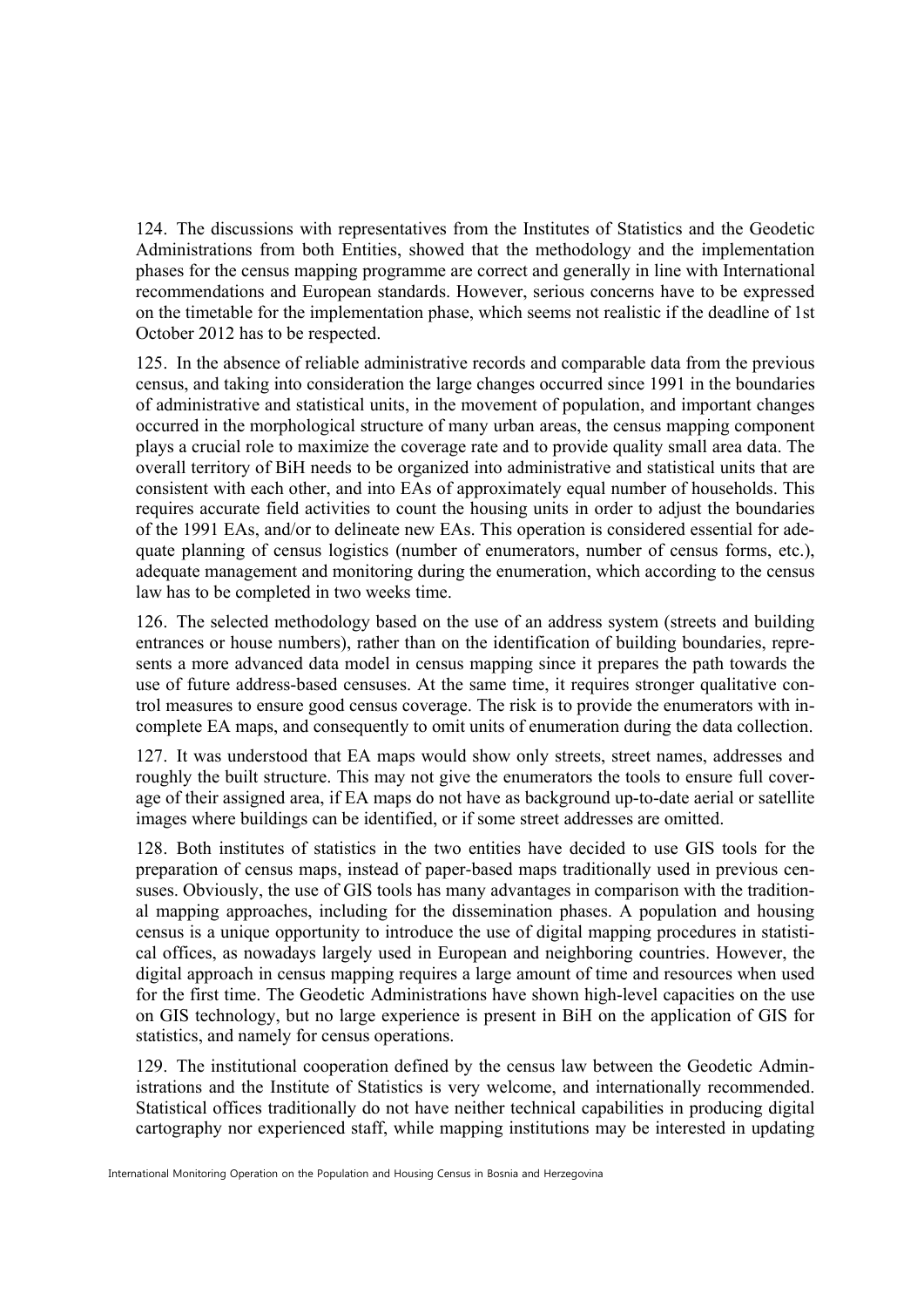124. The discussions with representatives from the Institutes of Statistics and the Geodetic Administrations from both Entities, showed that the methodology and the implementation phases for the census mapping programme are correct and generally in line with International recommendations and European standards. However, serious concerns have to be expressed on the timetable for the implementation phase, which seems not realistic if the deadline of 1st October 2012 has to be respected.

125. In the absence of reliable administrative records and comparable data from the previous census, and taking into consideration the large changes occurred since 1991 in the boundaries of administrative and statistical units, in the movement of population, and important changes occurred in the morphological structure of many urban areas, the census mapping component plays a crucial role to maximize the coverage rate and to provide quality small area data. The overall territory of BiH needs to be organized into administrative and statistical units that are consistent with each other, and into EAs of approximately equal number of households. This requires accurate field activities to count the housing units in order to adjust the boundaries of the 1991 EAs, and/or to delineate new EAs. This operation is considered essential for adequate planning of census logistics (number of enumerators, number of census forms, etc.), adequate management and monitoring during the enumeration, which according to the census law has to be completed in two weeks time.

126. The selected methodology based on the use of an address system (streets and building entrances or house numbers), rather than on the identification of building boundaries, represents a more advanced data model in census mapping since it prepares the path towards the use of future address-based censuses. At the same time, it requires stronger qualitative control measures to ensure good census coverage. The risk is to provide the enumerators with incomplete EA maps, and consequently to omit units of enumeration during the data collection.

127. It was understood that EA maps would show only streets, street names, addresses and roughly the built structure. This may not give the enumerators the tools to ensure full coverage of their assigned area, if EA maps do not have as background up-to-date aerial or satellite images where buildings can be identified, or if some street addresses are omitted.

128. Both institutes of statistics in the two entities have decided to use GIS tools for the preparation of census maps, instead of paper-based maps traditionally used in previous censuses. Obviously, the use of GIS tools has many advantages in comparison with the traditional mapping approaches, including for the dissemination phases. A population and housing census is a unique opportunity to introduce the use of digital mapping procedures in statistical offices, as nowadays largely used in European and neighboring countries. However, the digital approach in census mapping requires a large amount of time and resources when used for the first time. The Geodetic Administrations have shown high-level capacities on the use on GIS technology, but no large experience is present in BiH on the application of GIS for statistics, and namely for census operations.

129. The institutional cooperation defined by the census law between the Geodetic Administrations and the Institute of Statistics is very welcome, and internationally recommended. Statistical offices traditionally do not have neither technical capabilities in producing digital cartography nor experienced staff, while mapping institutions may be interested in updating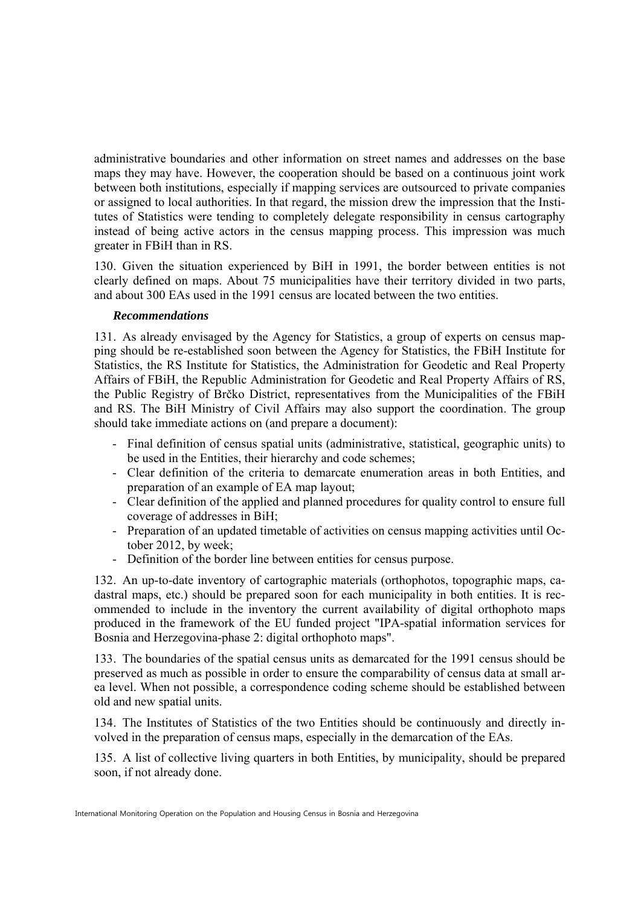administrative boundaries and other information on street names and addresses on the base maps they may have. However, the cooperation should be based on a continuous joint work between both institutions, especially if mapping services are outsourced to private companies or assigned to local authorities. In that regard, the mission drew the impression that the Institutes of Statistics were tending to completely delegate responsibility in census cartography instead of being active actors in the census mapping process. This impression was much greater in FBiH than in RS.

130. Given the situation experienced by BiH in 1991, the border between entities is not clearly defined on maps. About 75 municipalities have their territory divided in two parts, and about 300 EAs used in the 1991 census are located between the two entities.

***Recommendations***

131. As already envisaged by the Agency for Statistics, a group of experts on census mapping should be re-established soon between the Agency for Statistics, the FBiH Institute for Statistics, the RS Institute for Statistics, the Administration for Geodetic and Real Property Affairs of FBiH, the Republic Administration for Geodetic and Real Property Affairs of RS, the Public Registry of Brčko District, representatives from the Municipalities of the FBiH and RS. The BiH Ministry of Civil Affairs may also support the coordination. The group should take immediate actions on (and prepare a document):

- Final definition of census spatial units (administrative, statistical, geographic units) to be used in the Entities, their hierarchy and code schemes;
- Clear definition of the criteria to demarcate enumeration areas in both Entities, and preparation of an example of EA map layout;
- Clear definition of the applied and planned procedures for quality control to ensure full coverage of addresses in BiH;
- Preparation of an updated timetable of activities on census mapping activities until October 2012, by week;
- Definition of the border line between entities for census purpose.

132. An up-to-date inventory of cartographic materials (orthophotos, topographic maps, cadastral maps, etc.) should be prepared soon for each municipality in both entities. It is recommended to include in the inventory the current availability of digital orthophoto maps produced in the framework of the EU funded project "IPA-spatial information services for Bosnia and Herzegovina-phase 2: digital orthophoto maps".

133. The boundaries of the spatial census units as demarcated for the 1991 census should be preserved as much as possible in order to ensure the comparability of census data at small area level. When not possible, a correspondence coding scheme should be established between old and new spatial units.

134. The Institutes of Statistics of the two Entities should be continuously and directly involved in the preparation of census maps, especially in the demarcation of the EAs.

135. A list of collective living quarters in both Entities, by municipality, should be prepared soon, if not already done.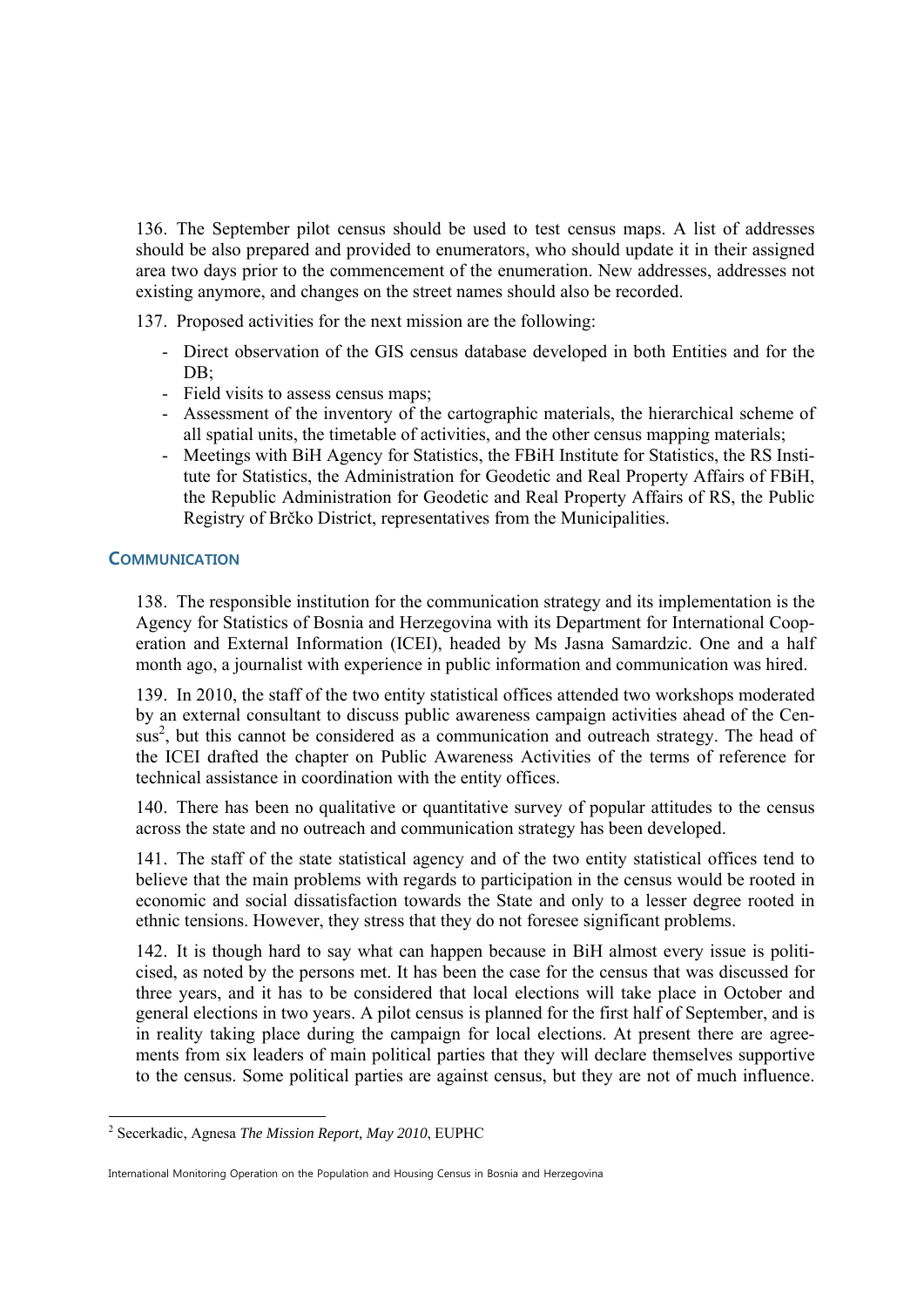136. The September pilot census should be used to test census maps. A list of addresses should be also prepared and provided to enumerators, who should update it in their assigned area two days prior to the commencement of the enumeration. New addresses, addresses not existing anymore, and changes on the street names should also be recorded.

137. Proposed activities for the next mission are the following:

- Direct observation of the GIS census database developed in both Entities and for the DB;
- Field visits to assess census maps;
- Assessment of the inventory of the cartographic materials, the hierarchical scheme of all spatial units, the timetable of activities, and the other census mapping materials;
- Meetings with BiH Agency for Statistics, the FBiH Institute for Statistics, the RS Institute for Statistics, the Administration for Geodetic and Real Property Affairs of FBiH, the Republic Administration for Geodetic and Real Property Affairs of RS, the Public Registry of Brčko District, representatives from the Municipalities.

## COMMUNICATION

138. The responsible institution for the communication strategy and its implementation is the Agency for Statistics of Bosnia and Herzegovina with its Department for International Cooperation and External Information (ICEI), headed by Ms Jasna Samardzic. One and a half month ago, a journalist with experience in public information and communication was hired.

139. In 2010, the staff of the two entity statistical offices attended two workshops moderated by an external consultant to discuss public awareness campaign activities ahead of the Census[2], but this cannot be considered as a communication and outreach strategy. The head of the ICEI drafted the chapter on Public Awareness Activities of the terms of reference for technical assistance in coordination with the entity offices.

140. There has been no qualitative or quantitative survey of popular attitudes to the census across the state and no outreach and communication strategy has been developed.

141. The staff of the state statistical agency and of the two entity statistical offices tend to believe that the main problems with regards to participation in the census would be rooted in economic and social dissatisfaction towards the State and only to a lesser degree rooted in ethnic tensions. However, they stress that they do not foresee significant problems.

142. It is though hard to say what can happen because in BiH almost every issue is politicised, as noted by the persons met. It has been the case for the census that was discussed for three years, and it has to be considered that local elections will take place in October and general elections in two years. A pilot census is planned for the first half of September, and is in reality taking place during the campaign for local elections. At present there are agreements from six leaders of main political parties that they will declare themselves supportive to the census. Some political parties are against census, but they are not of much influence.

[2] Secerkadic, Agnesa *The Mission Report, May 2010*, EUPHC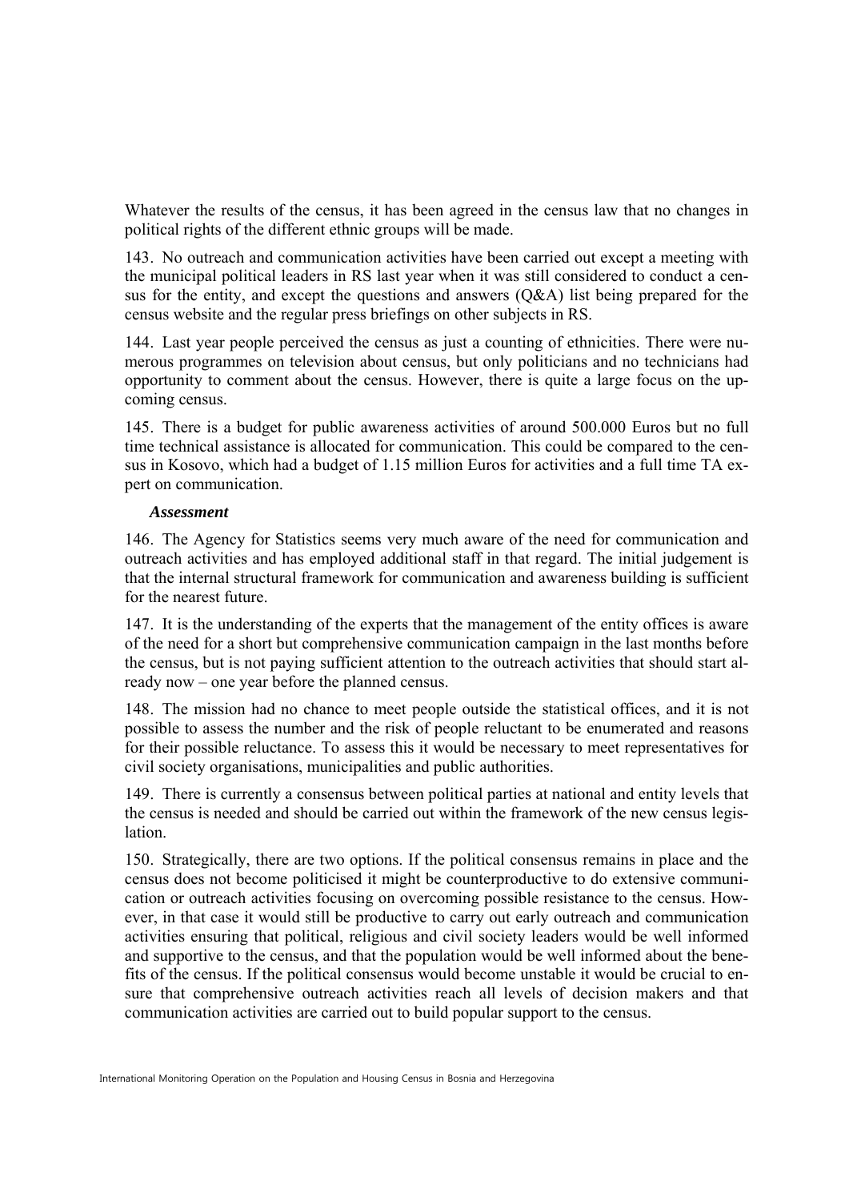Whatever the results of the census, it has been agreed in the census law that no changes in political rights of the different ethnic groups will be made.

143. No outreach and communication activities have been carried out except a meeting with the municipal political leaders in RS last year when it was still considered to conduct a census for the entity, and except the questions and answers (Q&A) list being prepared for the census website and the regular press briefings on other subjects in RS.

144. Last year people perceived the census as just a counting of ethnicities. There were numerous programmes on television about census, but only politicians and no technicians had opportunity to comment about the census. However, there is quite a large focus on the upcoming census.

145. There is a budget for public awareness activities of around 500.000 Euros but no full time technical assistance is allocated for communication. This could be compared to the census in Kosovo, which had a budget of 1.15 million Euros for activities and a full time TA expert on communication.

***Assessment***

146. The Agency for Statistics seems very much aware of the need for communication and outreach activities and has employed additional staff in that regard. The initial judgement is that the internal structural framework for communication and awareness building is sufficient for the nearest future.

147. It is the understanding of the experts that the management of the entity offices is aware of the need for a short but comprehensive communication campaign in the last months before the census, but is not paying sufficient attention to the outreach activities that should start already now – one year before the planned census.

148. The mission had no chance to meet people outside the statistical offices, and it is not possible to assess the number and the risk of people reluctant to be enumerated and reasons for their possible reluctance. To assess this it would be necessary to meet representatives for civil society organisations, municipalities and public authorities.

149. There is currently a consensus between political parties at national and entity levels that the census is needed and should be carried out within the framework of the new census legislation.

150. Strategically, there are two options. If the political consensus remains in place and the census does not become politicised it might be counterproductive to do extensive communication or outreach activities focusing on overcoming possible resistance to the census. However, in that case it would still be productive to carry out early outreach and communication activities ensuring that political, religious and civil society leaders would be well informed and supportive to the census, and that the population would be well informed about the benefits of the census. If the political consensus would become unstable it would be crucial to ensure that comprehensive outreach activities reach all levels of decision makers and that communication activities are carried out to build popular support to the census.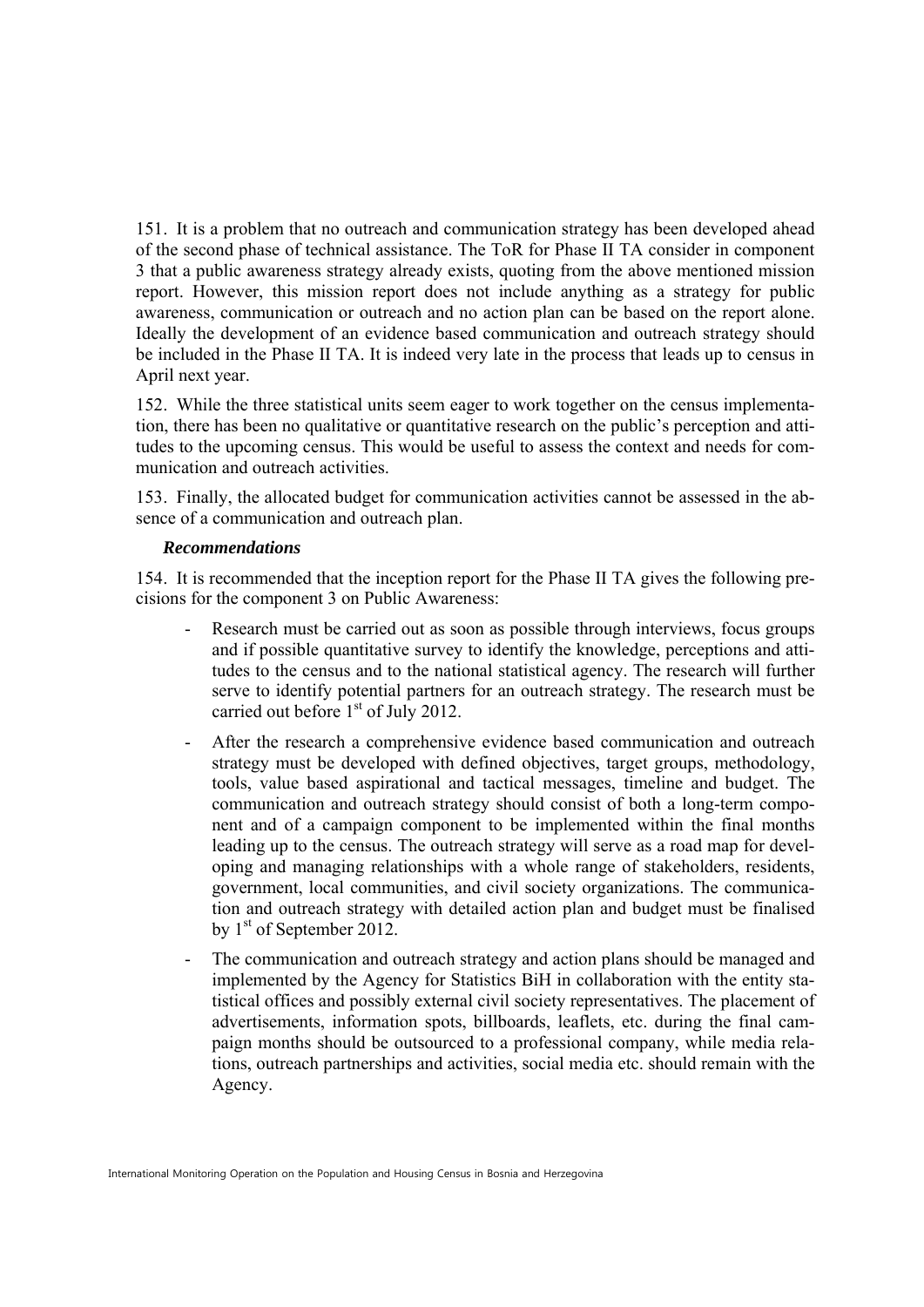151. It is a problem that no outreach and communication strategy has been developed ahead of the second phase of technical assistance. The ToR for Phase II TA consider in component 3 that a public awareness strategy already exists, quoting from the above mentioned mission report. However, this mission report does not include anything as a strategy for public awareness, communication or outreach and no action plan can be based on the report alone. Ideally the development of an evidence based communication and outreach strategy should be included in the Phase II TA. It is indeed very late in the process that leads up to census in April next year.

152. While the three statistical units seem eager to work together on the census implementation, there has been no qualitative or quantitative research on the public's perception and attitudes to the upcoming census. This would be useful to assess the context and needs for communication and outreach activities.

153. Finally, the allocated budget for communication activities cannot be assessed in the absence of a communication and outreach plan.

***Recommendations***

154. It is recommended that the inception report for the Phase II TA gives the following precisions for the component 3 on Public Awareness:

- Research must be carried out as soon as possible through interviews, focus groups and if possible quantitative survey to identify the knowledge, perceptions and attitudes to the census and to the national statistical agency. The research will further serve to identify potential partners for an outreach strategy. The research must be carried out before 1st of July 2012.
- After the research a comprehensive evidence based communication and outreach strategy must be developed with defined objectives, target groups, methodology, tools, value based aspirational and tactical messages, timeline and budget. The communication and outreach strategy should consist of both a long-term component and of a campaign component to be implemented within the final months leading up to the census. The outreach strategy will serve as a road map for developing and managing relationships with a whole range of stakeholders, residents, government, local communities, and civil society organizations. The communication and outreach strategy with detailed action plan and budget must be finalised by 1st of September 2012.
- The communication and outreach strategy and action plans should be managed and implemented by the Agency for Statistics BiH in collaboration with the entity statistical offices and possibly external civil society representatives. The placement of advertisements, information spots, billboards, leaflets, etc. during the final campaign months should be outsourced to a professional company, while media relations, outreach partnerships and activities, social media etc. should remain with the Agency.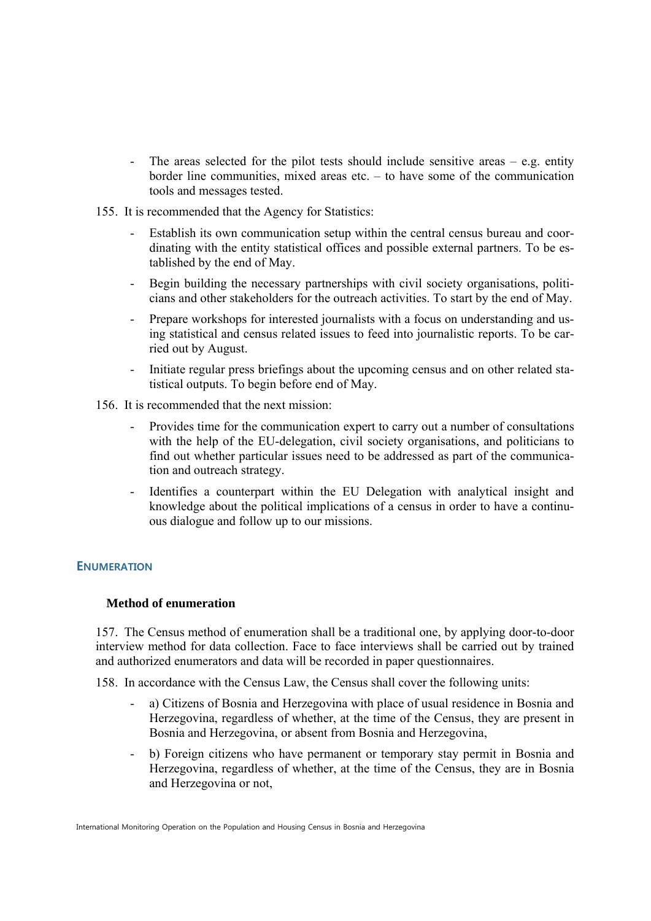- The areas selected for the pilot tests should include sensitive areas – e.g. entity border line communities, mixed areas etc. – to have some of the communication tools and messages tested.

155. It is recommended that the Agency for Statistics:

- Establish its own communication setup within the central census bureau and coordinating with the entity statistical offices and possible external partners. To be established by the end of May.
- Begin building the necessary partnerships with civil society organisations, politicians and other stakeholders for the outreach activities. To start by the end of May.
- Prepare workshops for interested journalists with a focus on understanding and using statistical and census related issues to feed into journalistic reports. To be carried out by August.
- Initiate regular press briefings about the upcoming census and on other related statistical outputs. To begin before end of May.

156. It is recommended that the next mission:

- Provides time for the communication expert to carry out a number of consultations with the help of the EU-delegation, civil society organisations, and politicians to find out whether particular issues need to be addressed as part of the communication and outreach strategy.
- Identifies a counterpart within the EU Delegation with analytical insight and knowledge about the political implications of a census in order to have a continuous dialogue and follow up to our missions.

## ENUMERATION

### Method of enumeration

157. The Census method of enumeration shall be a traditional one, by applying door-to-door interview method for data collection. Face to face interviews shall be carried out by trained and authorized enumerators and data will be recorded in paper questionnaires.

158. In accordance with the Census Law, the Census shall cover the following units:

- a) Citizens of Bosnia and Herzegovina with place of usual residence in Bosnia and Herzegovina, regardless of whether, at the time of the Census, they are present in Bosnia and Herzegovina, or absent from Bosnia and Herzegovina,
- b) Foreign citizens who have permanent or temporary stay permit in Bosnia and Herzegovina, regardless of whether, at the time of the Census, they are in Bosnia and Herzegovina or not,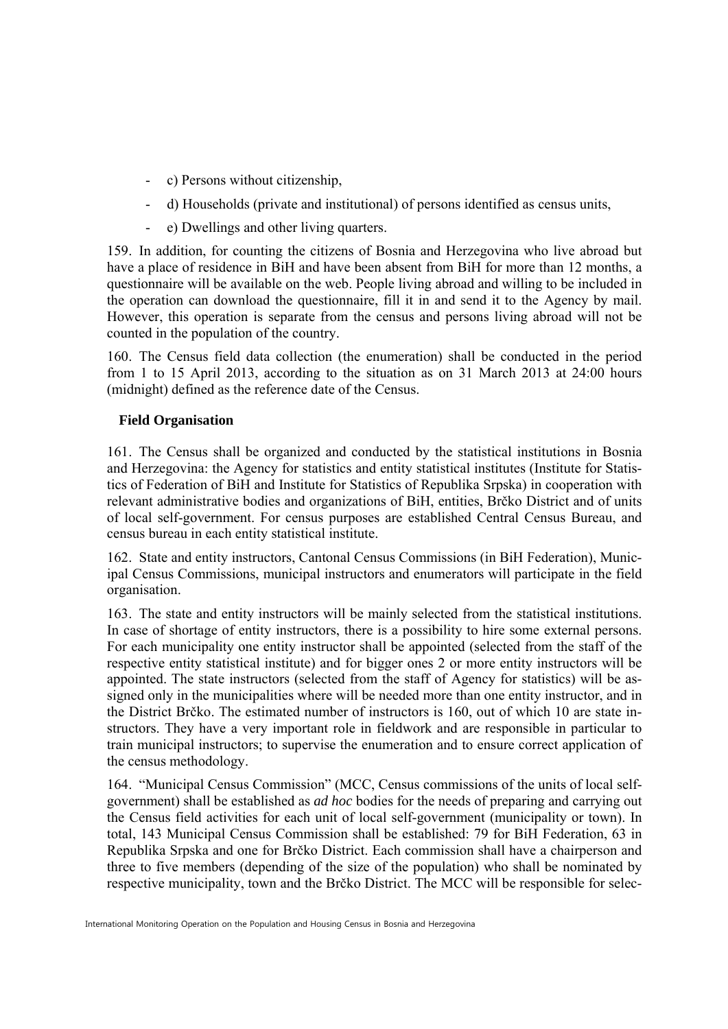- c) Persons without citizenship,
- d) Households (private and institutional) of persons identified as census units,
- e) Dwellings and other living quarters.

159. In addition, for counting the citizens of Bosnia and Herzegovina who live abroad but have a place of residence in BiH and have been absent from BiH for more than 12 months, a questionnaire will be available on the web. People living abroad and willing to be included in the operation can download the questionnaire, fill it in and send it to the Agency by mail. However, this operation is separate from the census and persons living abroad will not be counted in the population of the country.

160. The Census field data collection (the enumeration) shall be conducted in the period from 1 to 15 April 2013, according to the situation as on 31 March 2013 at 24:00 hours (midnight) defined as the reference date of the Census.

### Field Organisation

161. The Census shall be organized and conducted by the statistical institutions in Bosnia and Herzegovina: the Agency for statistics and entity statistical institutes (Institute for Statistics of Federation of BiH and Institute for Statistics of Republika Srpska) in cooperation with relevant administrative bodies and organizations of BiH, entities, Brčko District and of units of local self-government. For census purposes are established Central Census Bureau, and census bureau in each entity statistical institute.

162. State and entity instructors, Cantonal Census Commissions (in BiH Federation), Municipal Census Commissions, municipal instructors and enumerators will participate in the field organisation.

163. The state and entity instructors will be mainly selected from the statistical institutions. In case of shortage of entity instructors, there is a possibility to hire some external persons. For each municipality one entity instructor shall be appointed (selected from the staff of the respective entity statistical institute) and for bigger ones 2 or more entity instructors will be appointed. The state instructors (selected from the staff of Agency for statistics) will be assigned only in the municipalities where will be needed more than one entity instructor, and in the District Brčko. The estimated number of instructors is 160, out of which 10 are state instructors. They have a very important role in fieldwork and are responsible in particular to train municipal instructors; to supervise the enumeration and to ensure correct application of the census methodology.

164. "Municipal Census Commission" (MCC, Census commissions of the units of local self-government) shall be established as *ad hoc* bodies for the needs of preparing and carrying out the Census field activities for each unit of local self-government (municipality or town). In total, 143 Municipal Census Commission shall be established: 79 for BiH Federation, 63 in Republika Srpska and one for Brčko District. Each commission shall have a chairperson and three to five members (depending of the size of the population) who shall be nominated by respective municipality, town and the Brčko District. The MCC will be responsible for selec-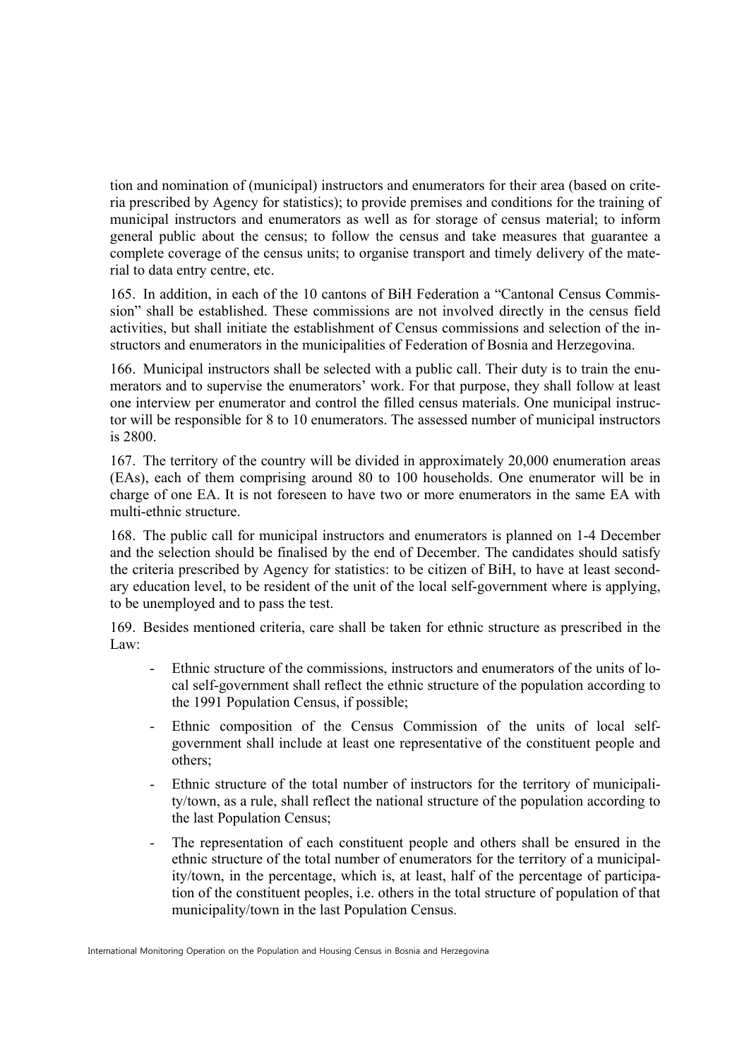tion and nomination of (municipal) instructors and enumerators for their area (based on criteria prescribed by Agency for statistics); to provide premises and conditions for the training of municipal instructors and enumerators as well as for storage of census material; to inform general public about the census; to follow the census and take measures that guarantee a complete coverage of the census units; to organise transport and timely delivery of the material to data entry centre, etc.

165. In addition, in each of the 10 cantons of BiH Federation a "Cantonal Census Commission" shall be established. These commissions are not involved directly in the census field activities, but shall initiate the establishment of Census commissions and selection of the instructors and enumerators in the municipalities of Federation of Bosnia and Herzegovina.

166. Municipal instructors shall be selected with a public call. Their duty is to train the enumerators and to supervise the enumerators' work. For that purpose, they shall follow at least one interview per enumerator and control the filled census materials. One municipal instructor will be responsible for 8 to 10 enumerators. The assessed number of municipal instructors is 2800.

167. The territory of the country will be divided in approximately 20,000 enumeration areas (EAs), each of them comprising around 80 to 100 households. One enumerator will be in charge of one EA. It is not foreseen to have two or more enumerators in the same EA with multi-ethnic structure.

168. The public call for municipal instructors and enumerators is planned on 1-4 December and the selection should be finalised by the end of December. The candidates should satisfy the criteria prescribed by Agency for statistics: to be citizen of BiH, to have at least secondary education level, to be resident of the unit of the local self-government where is applying, to be unemployed and to pass the test.

169. Besides mentioned criteria, care shall be taken for ethnic structure as prescribed in the Law:

- Ethnic structure of the commissions, instructors and enumerators of the units of local self-government shall reflect the ethnic structure of the population according to the 1991 Population Census, if possible;
- Ethnic composition of the Census Commission of the units of local self-government shall include at least one representative of the constituent people and others;
- Ethnic structure of the total number of instructors for the territory of municipality/town, as a rule, shall reflect the national structure of the population according to the last Population Census;
- The representation of each constituent people and others shall be ensured in the ethnic structure of the total number of enumerators for the territory of a municipality/town, in the percentage, which is, at least, half of the percentage of participation of the constituent peoples, i.e. others in the total structure of population of that municipality/town in the last Population Census.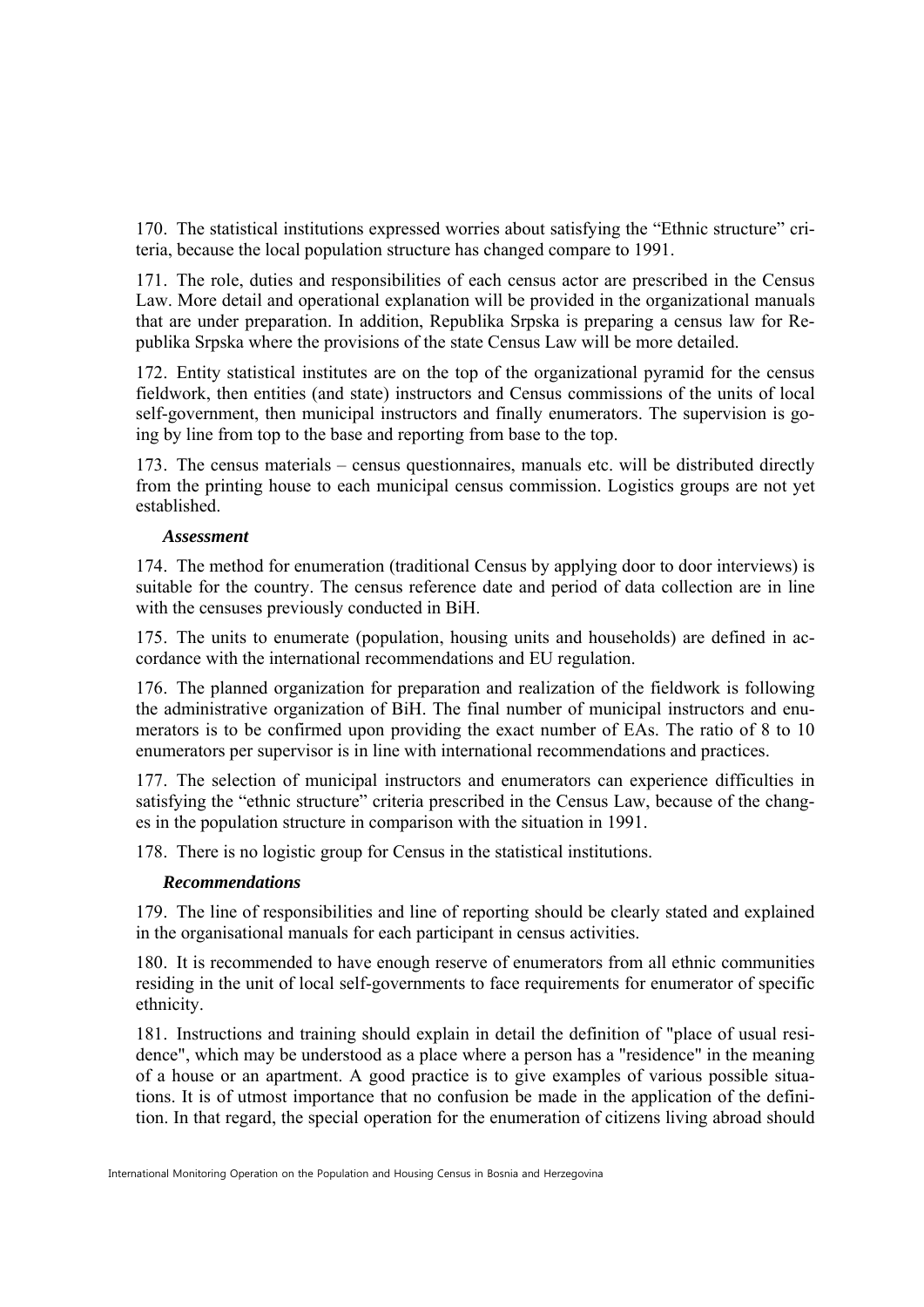170. The statistical institutions expressed worries about satisfying the "Ethnic structure" criteria, because the local population structure has changed compare to 1991.

171. The role, duties and responsibilities of each census actor are prescribed in the Census Law. More detail and operational explanation will be provided in the organizational manuals that are under preparation. In addition, Republika Srpska is preparing a census law for Republika Srpska where the provisions of the state Census Law will be more detailed.

172. Entity statistical institutes are on the top of the organizational pyramid for the census fieldwork, then entities (and state) instructors and Census commissions of the units of local self-government, then municipal instructors and finally enumerators. The supervision is going by line from top to the base and reporting from base to the top.

173. The census materials – census questionnaires, manuals etc. will be distributed directly from the printing house to each municipal census commission. Logistics groups are not yet established.

### *Assessment*

174. The method for enumeration (traditional Census by applying door to door interviews) is suitable for the country. The census reference date and period of data collection are in line with the censuses previously conducted in BiH.

175. The units to enumerate (population, housing units and households) are defined in accordance with the international recommendations and EU regulation.

176. The planned organization for preparation and realization of the fieldwork is following the administrative organization of BiH. The final number of municipal instructors and enumerators is to be confirmed upon providing the exact number of EAs. The ratio of 8 to 10 enumerators per supervisor is in line with international recommendations and practices.

177. The selection of municipal instructors and enumerators can experience difficulties in satisfying the "ethnic structure" criteria prescribed in the Census Law, because of the changes in the population structure in comparison with the situation in 1991.

178. There is no logistic group for Census in the statistical institutions.

### *Recommendations*

179. The line of responsibilities and line of reporting should be clearly stated and explained in the organisational manuals for each participant in census activities.

180. It is recommended to have enough reserve of enumerators from all ethnic communities residing in the unit of local self-governments to face requirements for enumerator of specific ethnicity.

181. Instructions and training should explain in detail the definition of "place of usual residence", which may be understood as a place where a person has a "residence" in the meaning of a house or an apartment. A good practice is to give examples of various possible situations. It is of utmost importance that no confusion be made in the application of the definition. In that regard, the special operation for the enumeration of citizens living abroad should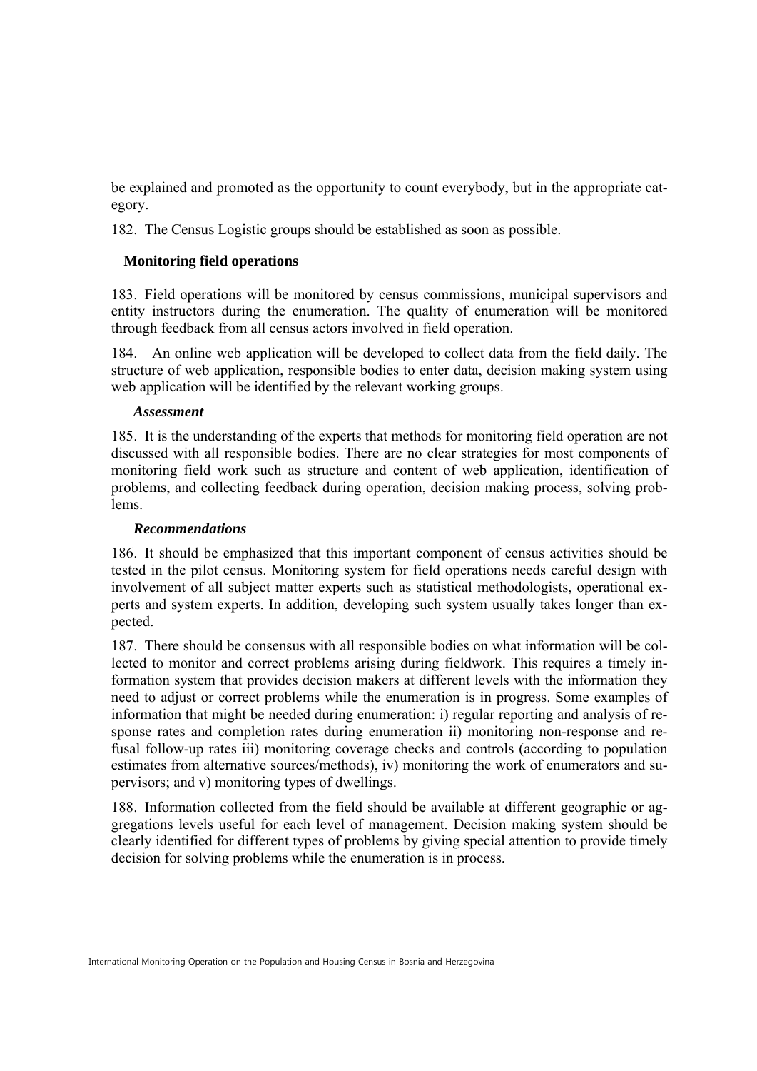be explained and promoted as the opportunity to count everybody, but in the appropriate category.

182. The Census Logistic groups should be established as soon as possible.

### Monitoring field operations

183. Field operations will be monitored by census commissions, municipal supervisors and entity instructors during the enumeration. The quality of enumeration will be monitored through feedback from all census actors involved in field operation.

184. An online web application will be developed to collect data from the field daily. The structure of web application, responsible bodies to enter data, decision making system using web application will be identified by the relevant working groups.

#### *Assessment*

185. It is the understanding of the experts that methods for monitoring field operation are not discussed with all responsible bodies. There are no clear strategies for most components of monitoring field work such as structure and content of web application, identification of problems, and collecting feedback during operation, decision making process, solving problems.

#### *Recommendations*

186. It should be emphasized that this important component of census activities should be tested in the pilot census. Monitoring system for field operations needs careful design with involvement of all subject matter experts such as statistical methodologists, operational experts and system experts. In addition, developing such system usually takes longer than expected.

187. There should be consensus with all responsible bodies on what information will be collected to monitor and correct problems arising during fieldwork. This requires a timely information system that provides decision makers at different levels with the information they need to adjust or correct problems while the enumeration is in progress. Some examples of information that might be needed during enumeration: i) regular reporting and analysis of response rates and completion rates during enumeration ii) monitoring non-response and refusal follow-up rates iii) monitoring coverage checks and controls (according to population estimates from alternative sources/methods), iv) monitoring the work of enumerators and supervisors; and v) monitoring types of dwellings.

188. Information collected from the field should be available at different geographic or aggregations levels useful for each level of management. Decision making system should be clearly identified for different types of problems by giving special attention to provide timely decision for solving problems while the enumeration is in process.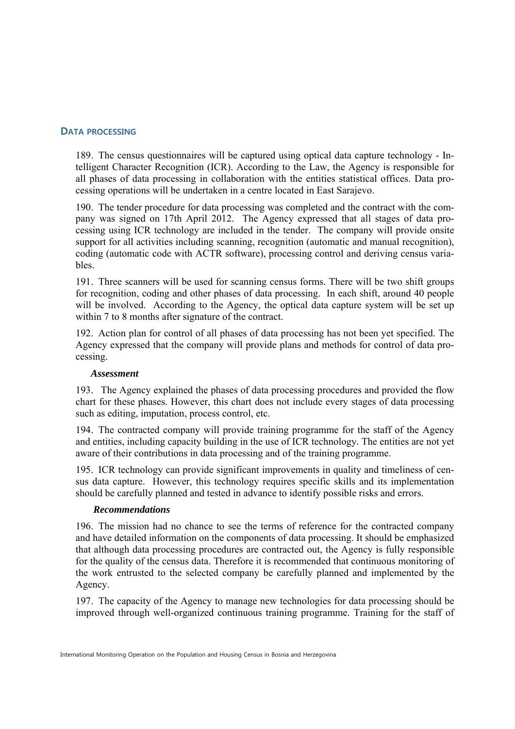## DATA PROCESSING

189. The census questionnaires will be captured using optical data capture technology - Intelligent Character Recognition (ICR). According to the Law, the Agency is responsible for all phases of data processing in collaboration with the entities statistical offices. Data processing operations will be undertaken in a centre located in East Sarajevo.

190. The tender procedure for data processing was completed and the contract with the company was signed on 17th April 2012. The Agency expressed that all stages of data processing using ICR technology are included in the tender. The company will provide onsite support for all activities including scanning, recognition (automatic and manual recognition), coding (automatic code with ACTR software), processing control and deriving census variables.

191. Three scanners will be used for scanning census forms. There will be two shift groups for recognition, coding and other phases of data processing. In each shift, around 40 people will be involved. According to the Agency, the optical data capture system will be set up within 7 to 8 months after signature of the contract.

192. Action plan for control of all phases of data processing has not been yet specified. The Agency expressed that the company will provide plans and methods for control of data processing.

***Assessment***

193. The Agency explained the phases of data processing procedures and provided the flow chart for these phases. However, this chart does not include every stages of data processing such as editing, imputation, process control, etc.

194. The contracted company will provide training programme for the staff of the Agency and entities, including capacity building in the use of ICR technology. The entities are not yet aware of their contributions in data processing and of the training programme.

195. ICR technology can provide significant improvements in quality and timeliness of census data capture. However, this technology requires specific skills and its implementation should be carefully planned and tested in advance to identify possible risks and errors.

***Recommendations***

196. The mission had no chance to see the terms of reference for the contracted company and have detailed information on the components of data processing. It should be emphasized that although data processing procedures are contracted out, the Agency is fully responsible for the quality of the census data. Therefore it is recommended that continuous monitoring of the work entrusted to the selected company be carefully planned and implemented by the Agency.

197. The capacity of the Agency to manage new technologies for data processing should be improved through well-organized continuous training programme. Training for the staff of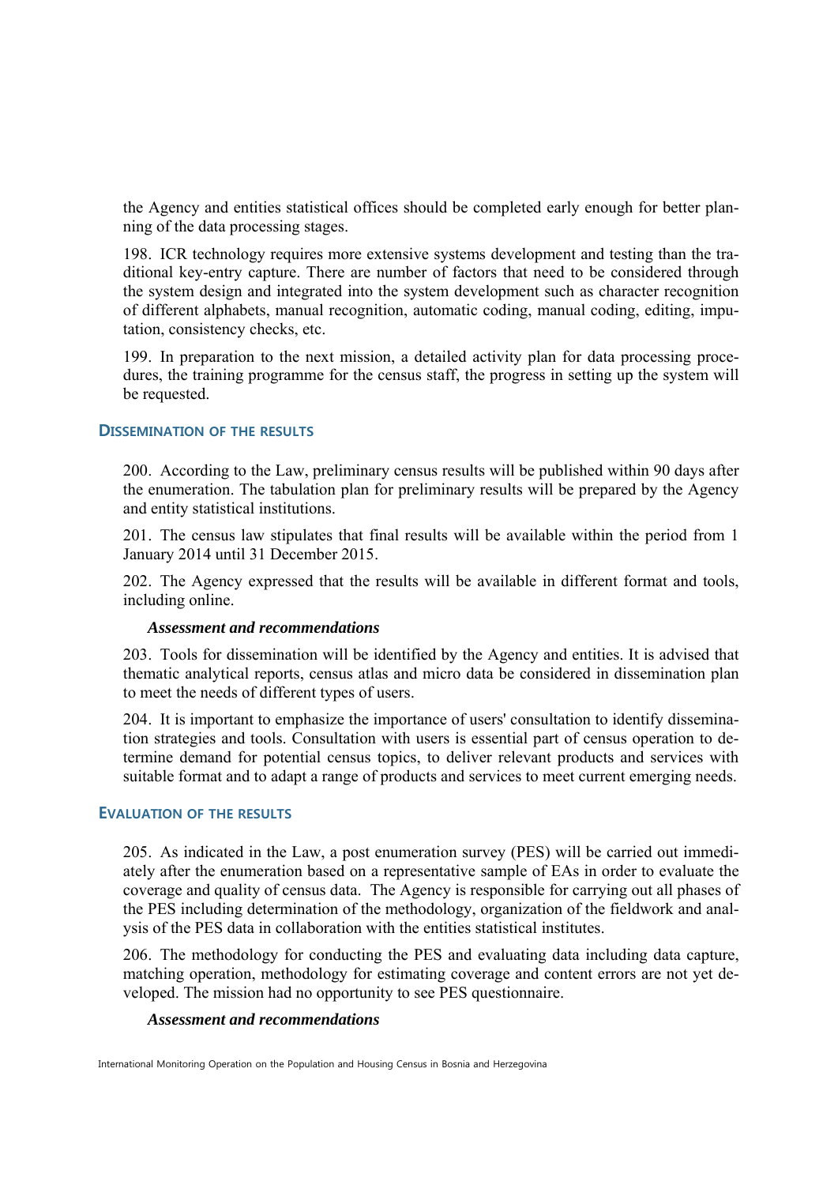the Agency and entities statistical offices should be completed early enough for better planning of the data processing stages.

198. ICR technology requires more extensive systems development and testing than the traditional key-entry capture. There are number of factors that need to be considered through the system design and integrated into the system development such as character recognition of different alphabets, manual recognition, automatic coding, manual coding, editing, imputation, consistency checks, etc.

199. In preparation to the next mission, a detailed activity plan for data processing procedures, the training programme for the census staff, the progress in setting up the system will be requested.

## Dissemination of the results

200. According to the Law, preliminary census results will be published within 90 days after the enumeration. The tabulation plan for preliminary results will be prepared by the Agency and entity statistical institutions.

201. The census law stipulates that final results will be available within the period from 1 January 2014 until 31 December 2015.

202. The Agency expressed that the results will be available in different format and tools, including online.

***Assessment and recommendations***

203. Tools for dissemination will be identified by the Agency and entities. It is advised that thematic analytical reports, census atlas and micro data be considered in dissemination plan to meet the needs of different types of users.

204. It is important to emphasize the importance of users' consultation to identify dissemination strategies and tools. Consultation with users is essential part of census operation to determine demand for potential census topics, to deliver relevant products and services with suitable format and to adapt a range of products and services to meet current emerging needs.

## Evaluation of the results

205. As indicated in the Law, a post enumeration survey (PES) will be carried out immediately after the enumeration based on a representative sample of EAs in order to evaluate the coverage and quality of census data. The Agency is responsible for carrying out all phases of the PES including determination of the methodology, organization of the fieldwork and analysis of the PES data in collaboration with the entities statistical institutes.

206. The methodology for conducting the PES and evaluating data including data capture, matching operation, methodology for estimating coverage and content errors are not yet developed. The mission had no opportunity to see PES questionnaire.

***Assessment and recommendations***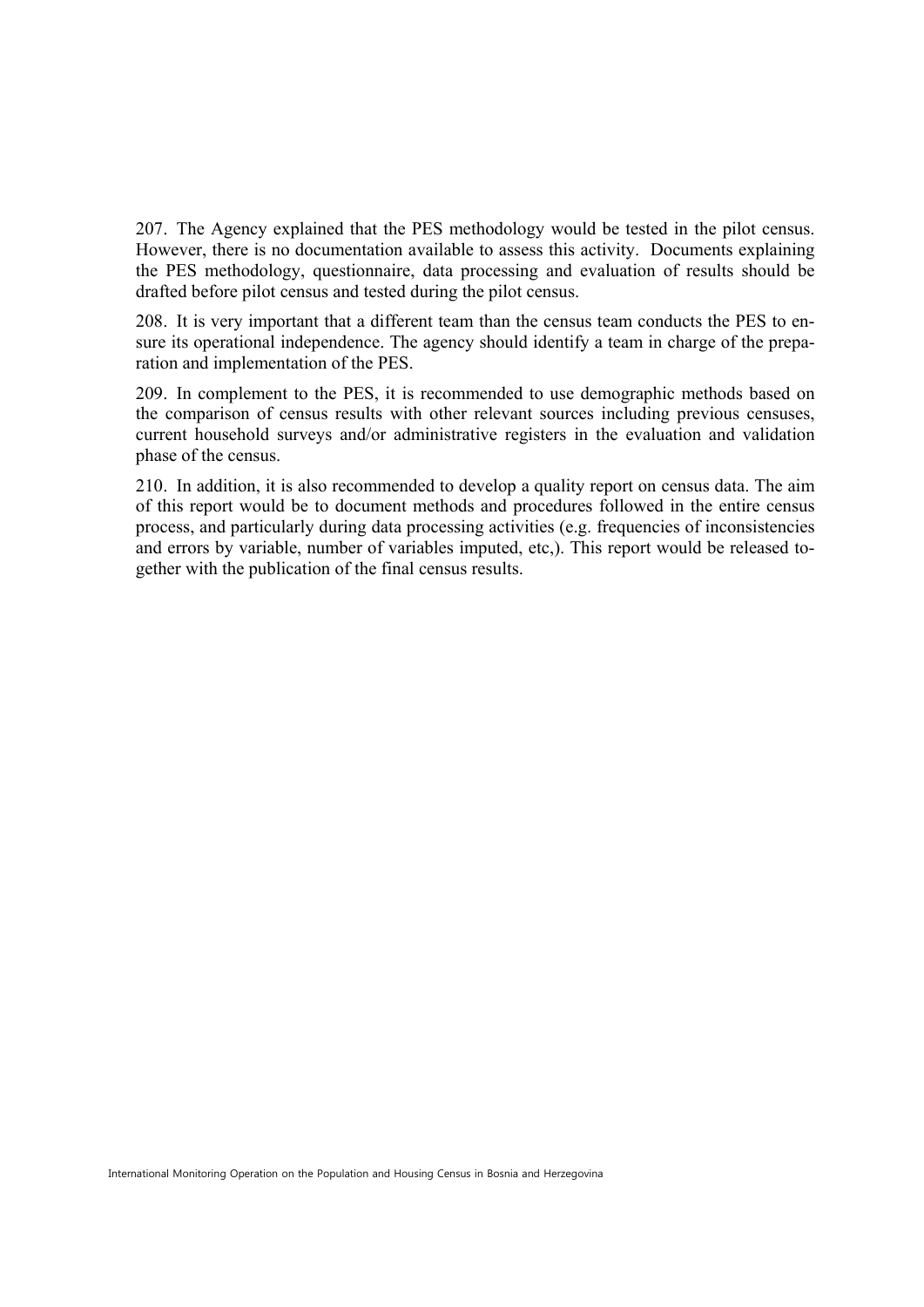207. The Agency explained that the PES methodology would be tested in the pilot census. However, there is no documentation available to assess this activity. Documents explaining the PES methodology, questionnaire, data processing and evaluation of results should be drafted before pilot census and tested during the pilot census.

208. It is very important that a different team than the census team conducts the PES to ensure its operational independence. The agency should identify a team in charge of the preparation and implementation of the PES.

209. In complement to the PES, it is recommended to use demographic methods based on the comparison of census results with other relevant sources including previous censuses, current household surveys and/or administrative registers in the evaluation and validation phase of the census.

210. In addition, it is also recommended to develop a quality report on census data. The aim of this report would be to document methods and procedures followed in the entire census process, and particularly during data processing activities (e.g. frequencies of inconsistencies and errors by variable, number of variables imputed, etc,). This report would be released together with the publication of the final census results.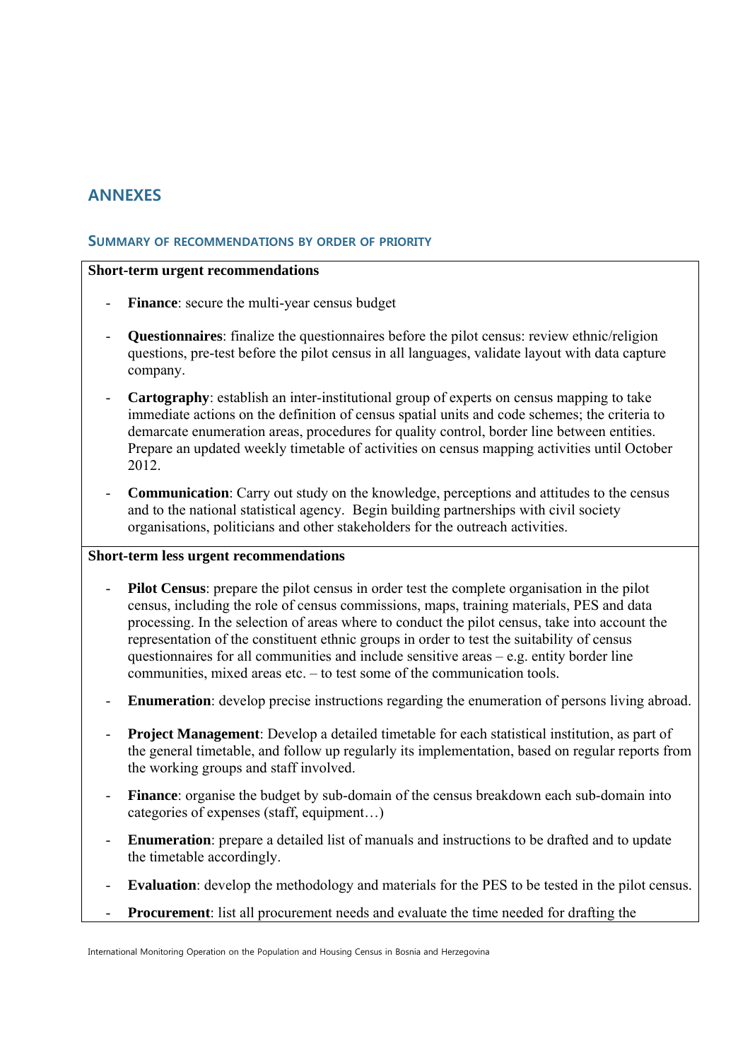## ANNEXES

### SUMMARY OF RECOMMENDATIONS BY ORDER OF PRIORITY

**Short-term urgent recommendations**

- **Finance**: secure the multi-year census budget
- **Questionnaires**: finalize the questionnaires before the pilot census: review ethnic/religion questions, pre-test before the pilot census in all languages, validate layout with data capture company.
- **Cartography**: establish an inter-institutional group of experts on census mapping to take immediate actions on the definition of census spatial units and code schemes; the criteria to demarcate enumeration areas, procedures for quality control, border line between entities. Prepare an updated weekly timetable of activities on census mapping activities until October 2012.
- **Communication**: Carry out study on the knowledge, perceptions and attitudes to the census and to the national statistical agency. Begin building partnerships with civil society organisations, politicians and other stakeholders for the outreach activities.

**Short-term less urgent recommendations**

- **Pilot Census**: prepare the pilot census in order test the complete organisation in the pilot census, including the role of census commissions, maps, training materials, PES and data processing. In the selection of areas where to conduct the pilot census, take into account the representation of the constituent ethnic groups in order to test the suitability of census questionnaires for all communities and include sensitive areas – e.g. entity border line communities, mixed areas etc. – to test some of the communication tools.
- **Enumeration**: develop precise instructions regarding the enumeration of persons living abroad.
- **Project Management**: Develop a detailed timetable for each statistical institution, as part of the general timetable, and follow up regularly its implementation, based on regular reports from the working groups and staff involved.
- **Finance**: organise the budget by sub-domain of the census breakdown each sub-domain into categories of expenses (staff, equipment…)
- **Enumeration**: prepare a detailed list of manuals and instructions to be drafted and to update the timetable accordingly.
- **Evaluation**: develop the methodology and materials for the PES to be tested in the pilot census.
- **Procurement**: list all procurement needs and evaluate the time needed for drafting the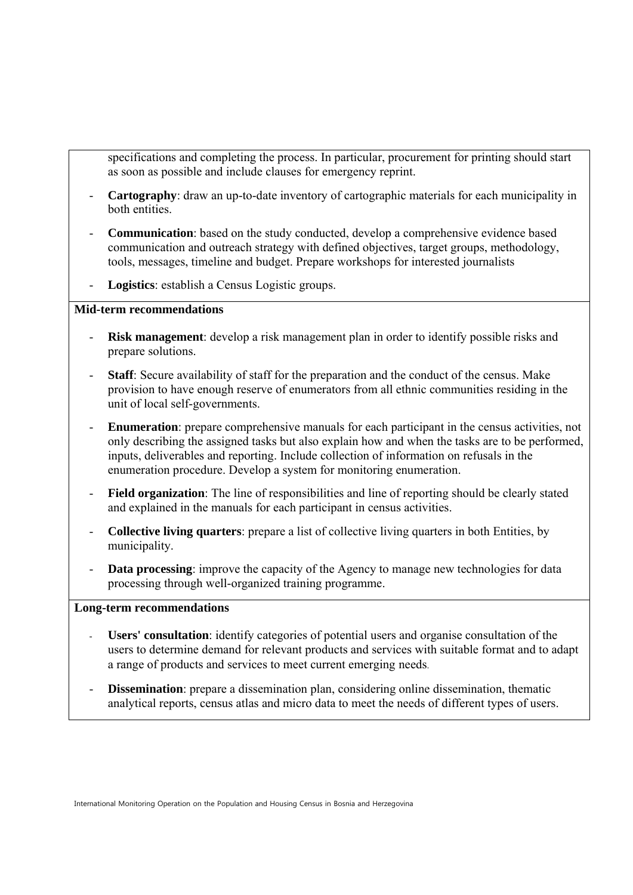specifications and completing the process. In particular, procurement for printing should start as soon as possible and include clauses for emergency reprint.

- **Cartography**: draw an up-to-date inventory of cartographic materials for each municipality in both entities.
- **Communication**: based on the study conducted, develop a comprehensive evidence based communication and outreach strategy with defined objectives, target groups, methodology, tools, messages, timeline and budget. Prepare workshops for interested journalists
- **Logistics**: establish a Census Logistic groups.

**Mid-term recommendations**

- **Risk management**: develop a risk management plan in order to identify possible risks and prepare solutions.
- **Staff**: Secure availability of staff for the preparation and the conduct of the census. Make provision to have enough reserve of enumerators from all ethnic communities residing in the unit of local self-governments.
- **Enumeration**: prepare comprehensive manuals for each participant in the census activities, not only describing the assigned tasks but also explain how and when the tasks are to be performed, inputs, deliverables and reporting. Include collection of information on refusals in the enumeration procedure. Develop a system for monitoring enumeration.
- **Field organization**: The line of responsibilities and line of reporting should be clearly stated and explained in the manuals for each participant in census activities.
- **Collective living quarters**: prepare a list of collective living quarters in both Entities, by municipality.
- **Data processing**: improve the capacity of the Agency to manage new technologies for data processing through well-organized training programme.

**Long-term recommendations**

- **Users' consultation**: identify categories of potential users and organise consultation of the users to determine demand for relevant products and services with suitable format and to adapt a range of products and services to meet current emerging needs.
- **Dissemination**: prepare a dissemination plan, considering online dissemination, thematic analytical reports, census atlas and micro data to meet the needs of different types of users.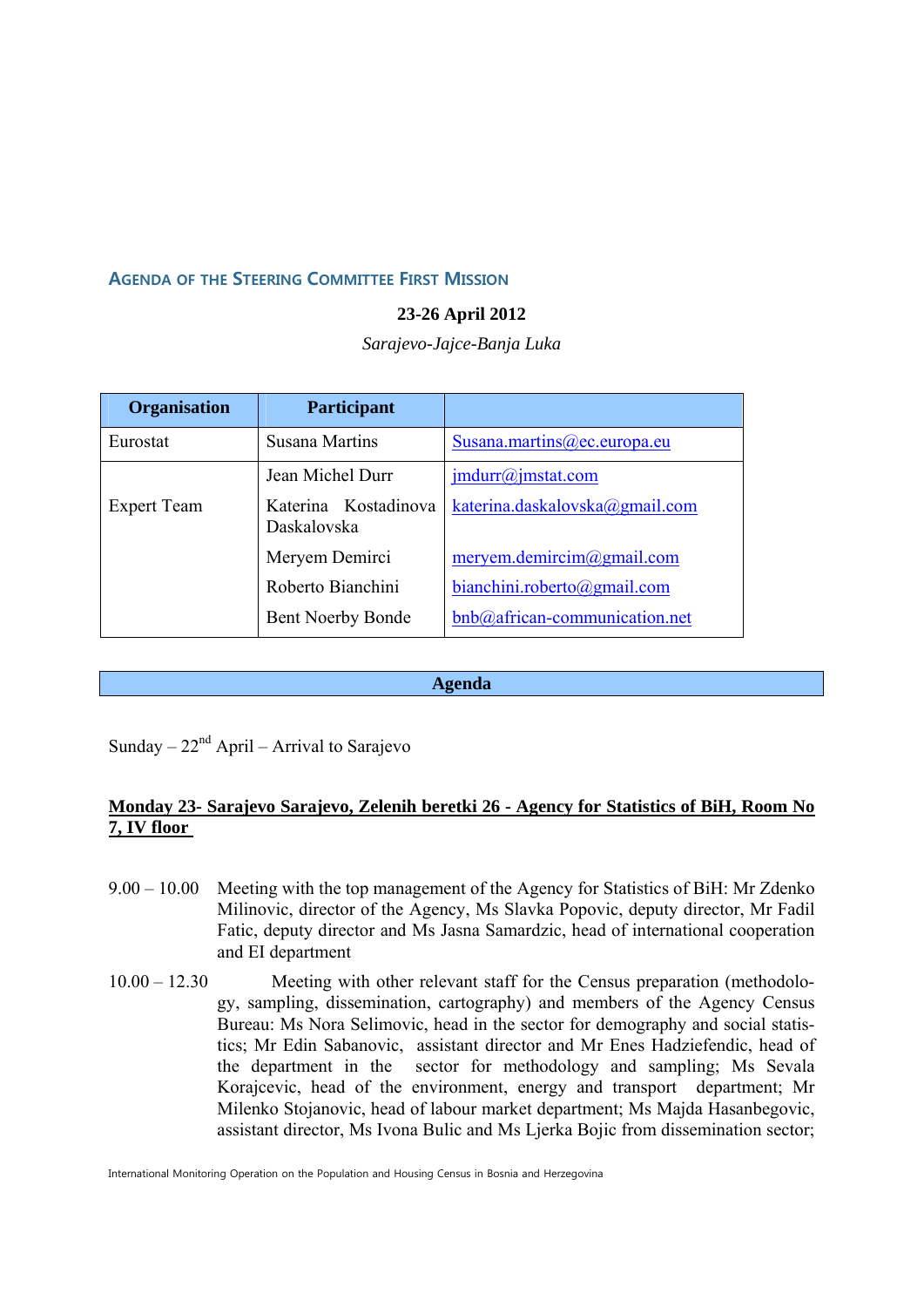## AGENDA OF THE STEERING COMMITTEE FIRST MISSION

**23-26 April 2012**

*Sarajevo-Jajce-Banja Luka*

| Organisation | Participant | |
|---|---|---|
| Eurostat | Susana Martins | Susana.martins@ec.europa.eu |
| Expert Team | Jean Michel Durr | jmdurr@jmstat.com |
| | Katerina Kostadinova Daskalovska | katerina.daskalovska@gmail.com |
| | Meryem Demirci | meryem.demircim@gmail.com |
| | Roberto Bianchini | bianchini.roberto@gmail.com |
| | Bent Noerby Bonde | bnb@african-communication.net |

**Agenda**

Sunday – 22nd April – Arrival to Sarajevo

**Monday 23- Sarajevo Sarajevo, Zelenih beretki 26 - Agency for Statistics of BiH, Room No 7, IV floor**

9.00 – 10.00 Meeting with the top management of the Agency for Statistics of BiH: Mr Zdenko Milinovic, director of the Agency, Ms Slavka Popovic, deputy director, Mr Fadil Fatic, deputy director and Ms Jasna Samardzic, head of international cooperation and EI department

10.00 – 12.30 Meeting with other relevant staff for the Census preparation (methodology, sampling, dissemination, cartography) and members of the Agency Census Bureau: Ms Nora Selimovic, head in the sector for demography and social statistics; Mr Edin Sabanovic, assistant director and Mr Enes Hadziefendic, head of the department in the sector for methodology and sampling; Ms Sevala Korajcevic, head of the environment, energy and transport department; Mr Milenko Stojanovic, head of labour market department; Ms Majda Hasanbegovic, assistant director, Ms Ivona Bulic and Ms Ljerka Bojic from dissemination sector;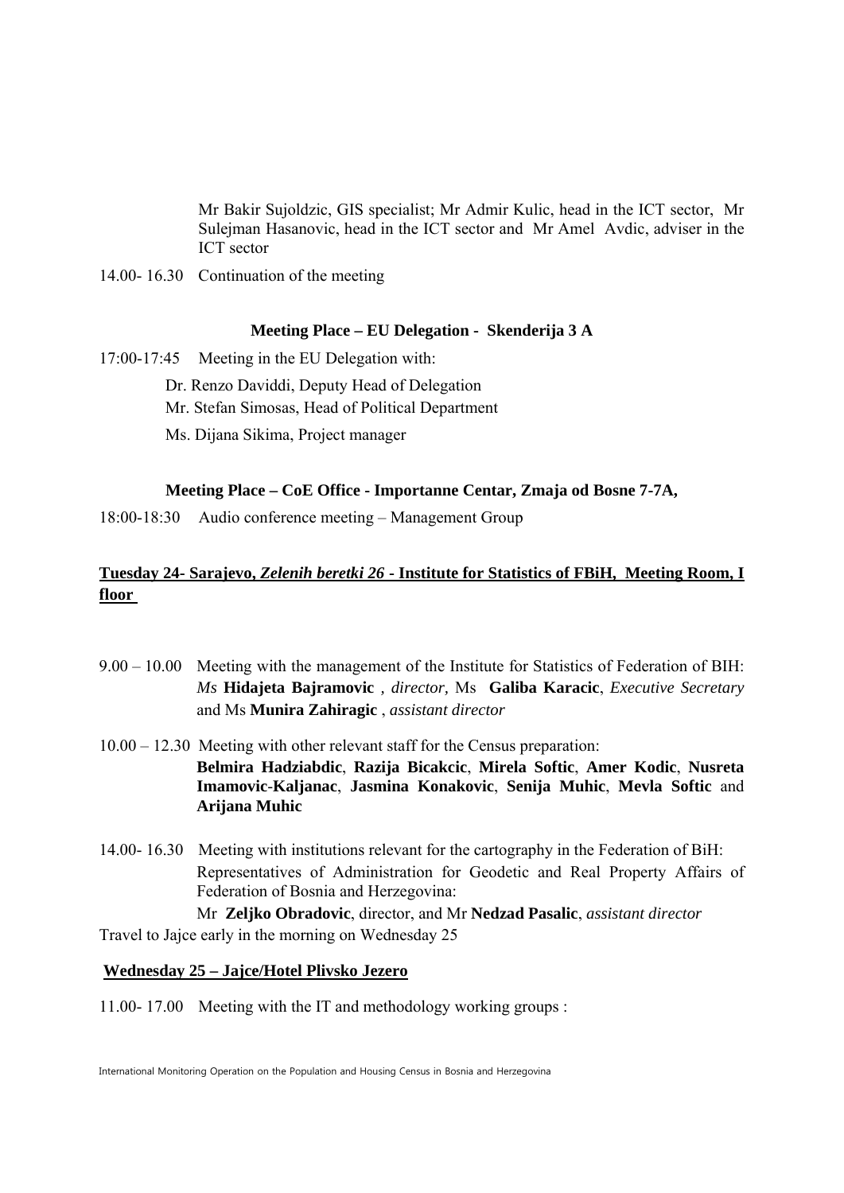Mr Bakir Sujoldzic, GIS specialist; Mr Admir Kulic, head in the ICT sector, Mr Sulejman Hasanovic, head in the ICT sector and Mr Amel Avdic, adviser in the ICT sector

14.00- 16.30 Continuation of the meeting

**Meeting Place – EU Delegation - Skenderija 3 A**

17:00-17:45 Meeting in the EU Delegation with:

Dr. Renzo Daviddi, Deputy Head of Delegation

Mr. Stefan Simosas, Head of Political Department

Ms. Dijana Sikima, Project manager

**Meeting Place – CoE Office - Importanne Centar, Zmaja od Bosne 7-7A,**

18:00-18:30 Audio conference meeting – Management Group

**Tuesday 24- Sarajevo, *Zelenih beretki 26* - Institute for Statistics of FBiH, Meeting Room, I floor**

9.00 – 10.00 Meeting with the management of the Institute for Statistics of Federation of BIH: *Ms* **Hidajeta Bajramovic** *, director,* Ms **Galiba Karacic**, *Executive Secretary* and Ms **Munira Zahiragic** , *assistant director*

10.00 – 12.30 Meeting with other relevant staff for the Census preparation: **Belmira Hadziabdic**, **Razija Bicakcic**, **Mirela Softic**, **Amer Kodic**, **Nusreta Imamovic-Kaljanac**, **Jasmina Konakovic**, **Senija Muhic**, **Mevla Softic** and **Arijana Muhic**

14.00- 16.30 Meeting with institutions relevant for the cartography in the Federation of BiH: Representatives of Administration for Geodetic and Real Property Affairs of Federation of Bosnia and Herzegovina:

Mr **Zeljko Obradovic**, director, and Mr **Nedzad Pasalic**, *assistant director*

Travel to Jajce early in the morning on Wednesday 25

**Wednesday 25 – Jajce/Hotel Plivsko Jezero**

11.00- 17.00 Meeting with the IT and methodology working groups :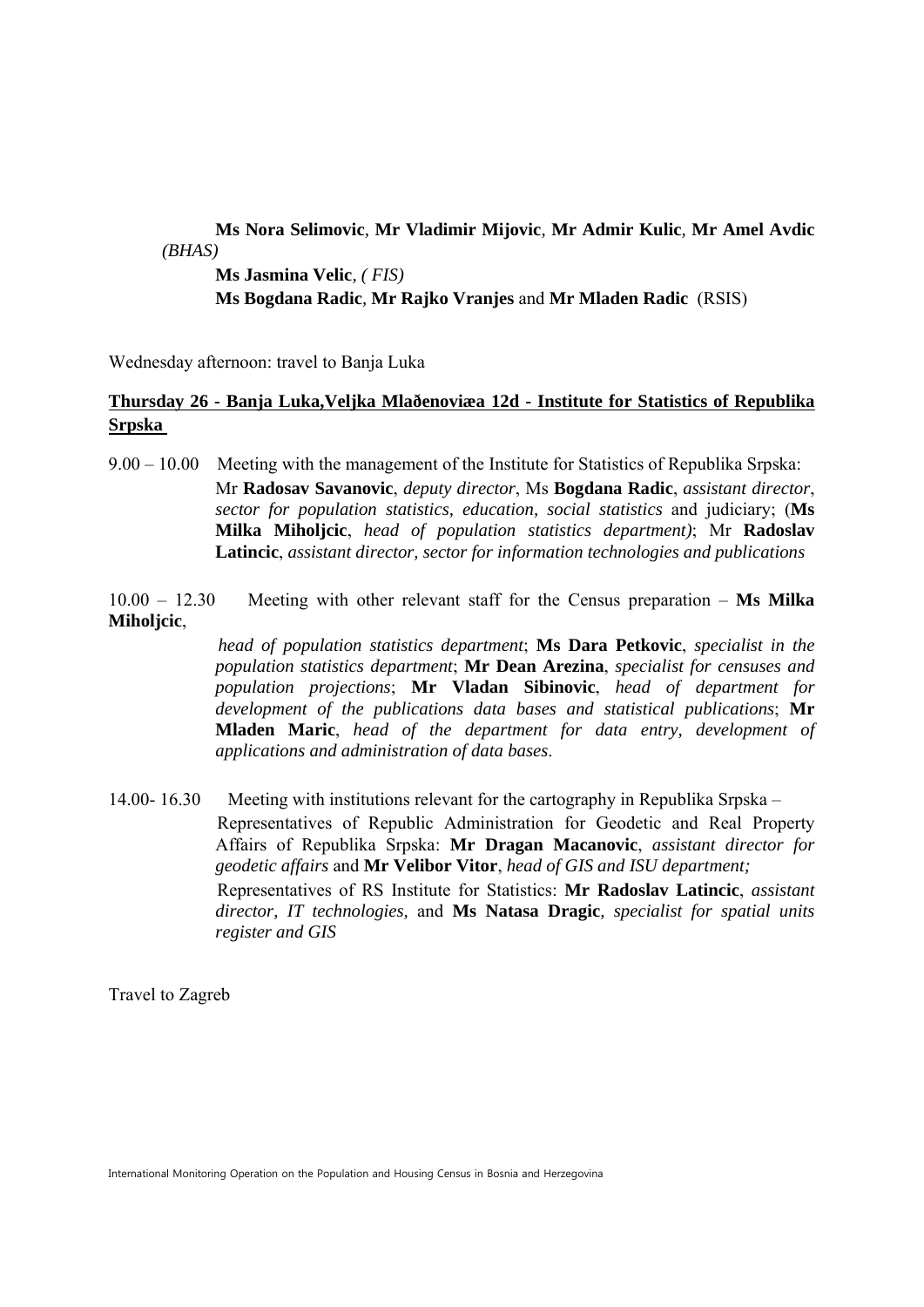**Ms Nora Selimovic**, **Mr Vladimir Mijovic**, **Mr Admir Kulic**, **Mr Amel Avdic** *(BHAS)*

**Ms Jasmina Velic**, *( FIS)*

**Ms Bogdana Radic**, **Mr Rajko Vranjes** and **Mr Mladen Radic** (RSIS)

Wednesday afternoon: travel to Banja Luka

**Thursday 26 - Banja Luka,Veljka Mlaðenoviæa 12d - Institute for Statistics of Republika Srpska**

9.00 – 10.00 Meeting with the management of the Institute for Statistics of Republika Srpska: Mr **Radosav Savanovic**, *deputy director*, Ms **Bogdana Radic**, *assistant director*, *sector for population statistics, education, social statistics* and judiciary; (**Ms Milka Miholjcic**, *head of population statistics department)*; Mr **Radoslav Latincic**, *assistant director, sector for information technologies and publications*

10.00 – 12.30 Meeting with other relevant staff for the Census preparation – **Ms Milka Miholjcic**, *head of population statistics department*; **Ms Dara Petkovic**, *specialist in the population statistics department*; **Mr Dean Arezina**, *specialist for censuses and population projections*; **Mr Vladan Sibinovic**, *head of department for development of the publications data bases and statistical publications*; **Mr Mladen Maric**, *head of the department for data entry, development of applications and administration of data bases*.

14.00- 16.30 Meeting with institutions relevant for the cartography in Republika Srpska – Representatives of Republic Administration for Geodetic and Real Property Affairs of Republika Srpska: **Mr Dragan Macanovic**, *assistant director for geodetic affairs* and **Mr Velibor Vitor**, *head of GIS and ISU department;*
Representatives of RS Institute for Statistics: **Mr Radoslav Latincic**, *assistant director, IT technologies,* and **Ms Natasa Dragic**, *specialist for spatial units register and GIS*

Travel to Zagreb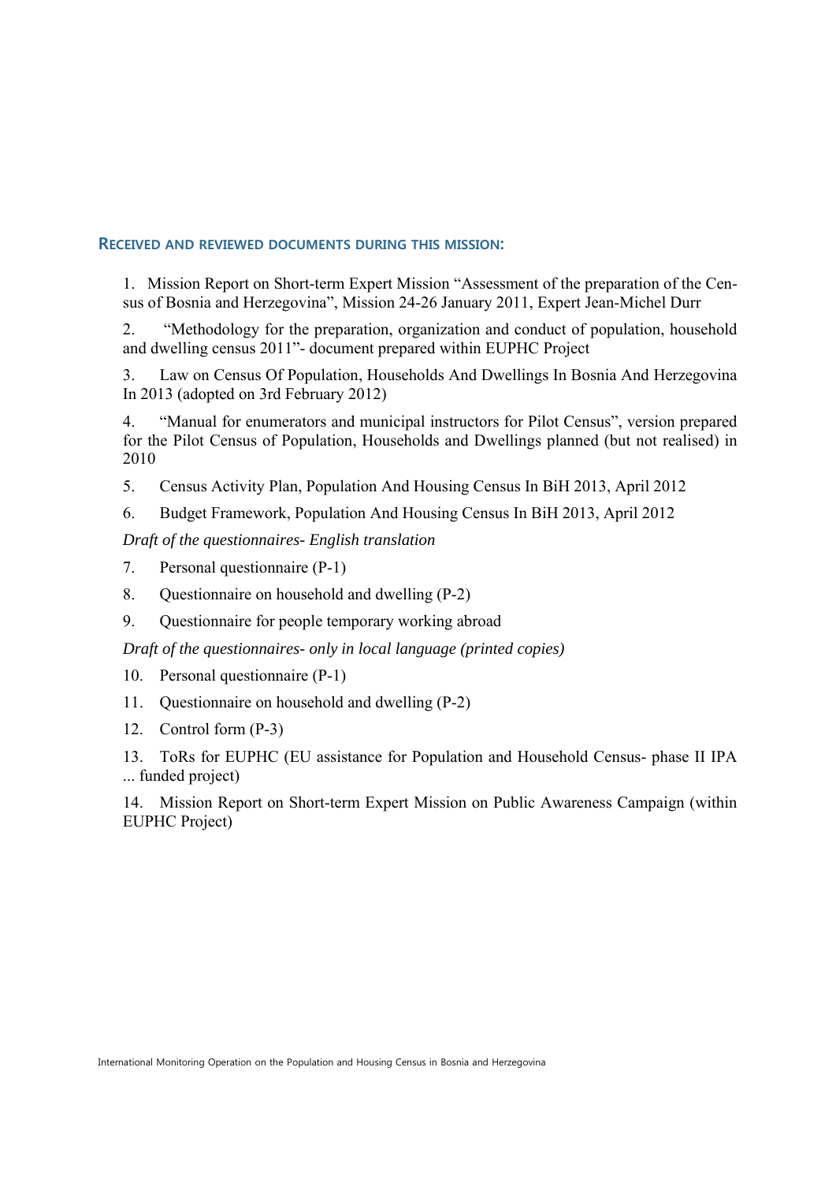### Received and reviewed documents during this mission:

1. Mission Report on Short-term Expert Mission "Assessment of the preparation of the Census of Bosnia and Herzegovina", Mission 24-26 January 2011, Expert Jean-Michel Durr

2. "Methodology for the preparation, organization and conduct of population, household and dwelling census 2011"- document prepared within EUPHC Project

3. Law on Census Of Population, Households And Dwellings In Bosnia And Herzegovina In 2013 (adopted on 3rd February 2012)

4. "Manual for enumerators and municipal instructors for Pilot Census", version prepared for the Pilot Census of Population, Households and Dwellings planned (but not realised) in 2010

5. Census Activity Plan, Population And Housing Census In BiH 2013, April 2012

6. Budget Framework, Population And Housing Census In BiH 2013, April 2012

*Draft of the questionnaires- English translation*

7. Personal questionnaire (P-1)

8. Questionnaire on household and dwelling (P-2)

9. Questionnaire for people temporary working abroad

*Draft of the questionnaires- only in local language (printed copies)*

10. Personal questionnaire (P-1)

11. Questionnaire on household and dwelling (P-2)

12. Control form (P-3)

13. ToRs for EUPHC (EU assistance for Population and Household Census- phase II IPA ... funded project)

14. Mission Report on Short-term Expert Mission on Public Awareness Campaign (within EUPHC Project)